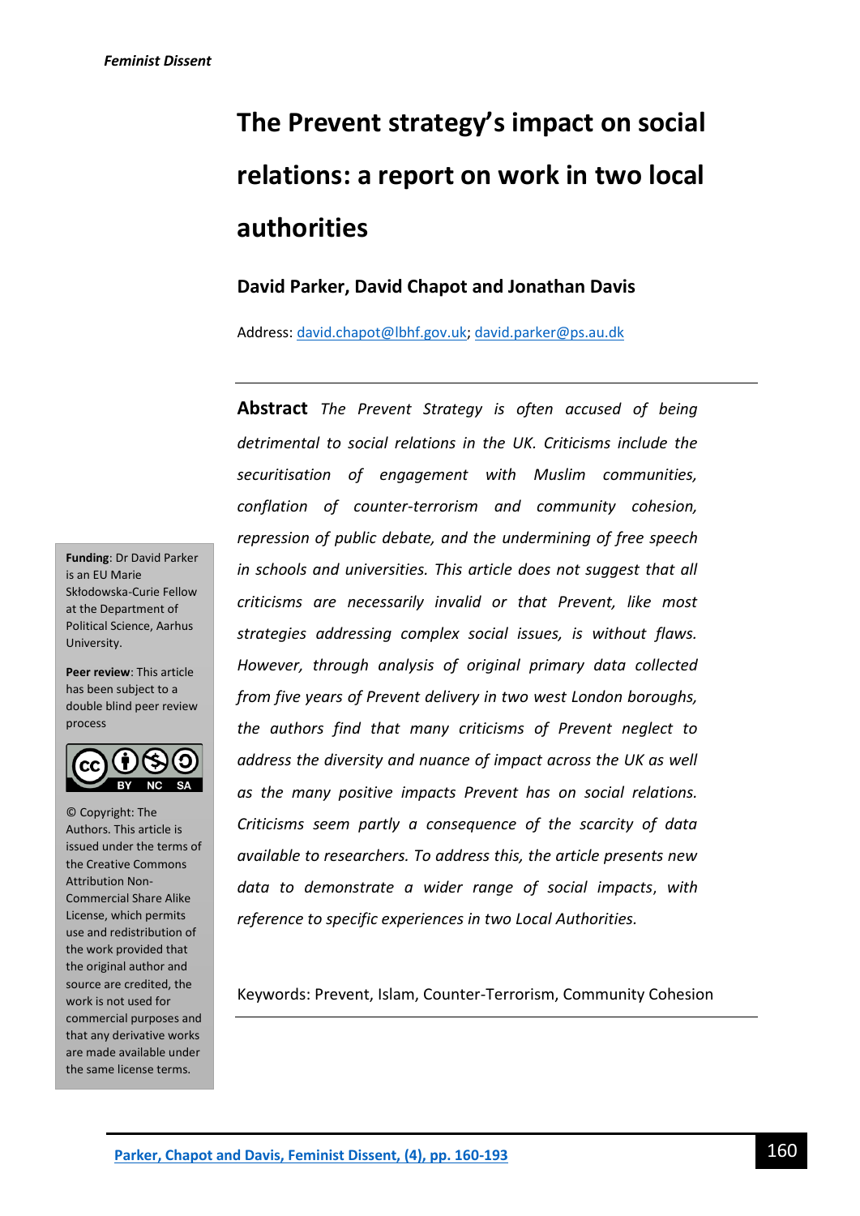# The Prevent strategy's impact on social relations: a report on work in two local authorities

**David Parker, David Chapot and Jonathan Davis**

Address: david.chapot@lbhf.gov.uk; david.parker@ps.au.dk

**Abstract** *The Prevent Strategy is often accused of being detrimental to social relations in the UK. Criticisms include the securitisation of engagement with Muslim communities, conflation of counter-terrorism and community cohesion, repression of public debate, and the undermining of free speech in schools and universities. This article does not suggest that all criticisms are necessarily invalid or that Prevent, like most strategies addressing complex social issues, is without flaws. However, through analysis of original primary data collected from five years of Prevent delivery in two west London boroughs, the authors find that many criticisms of Prevent neglect to address the diversity and nuance of impact across the UK as well as the many positive impacts Prevent has on social relations. Criticisms seem partly a consequence of the scarcity of data available to researchers. To address this, the article presents new data to demonstrate a wider range of social impacts, with reference to specific experiences in two Local Authorities.*

Keywords: Prevent, Islam, Counter-Terrorism, Community Cohesion

**Funding**: Dr David Parker is an EU Marie Skłodowska-Curie Fellow at the Department of Political Science, Aarhus University.

**Peer review**: This article has been subject to a double blind peer review process

© Copyright: The Authors. This article is issued under the terms of the Creative Commons Attribution Non-Commercial Share Alike License, which permits use and redistribution of the work provided that the original author and source are credited, the work is not used for commercial purposes and that any derivative works are made available under the same license terms.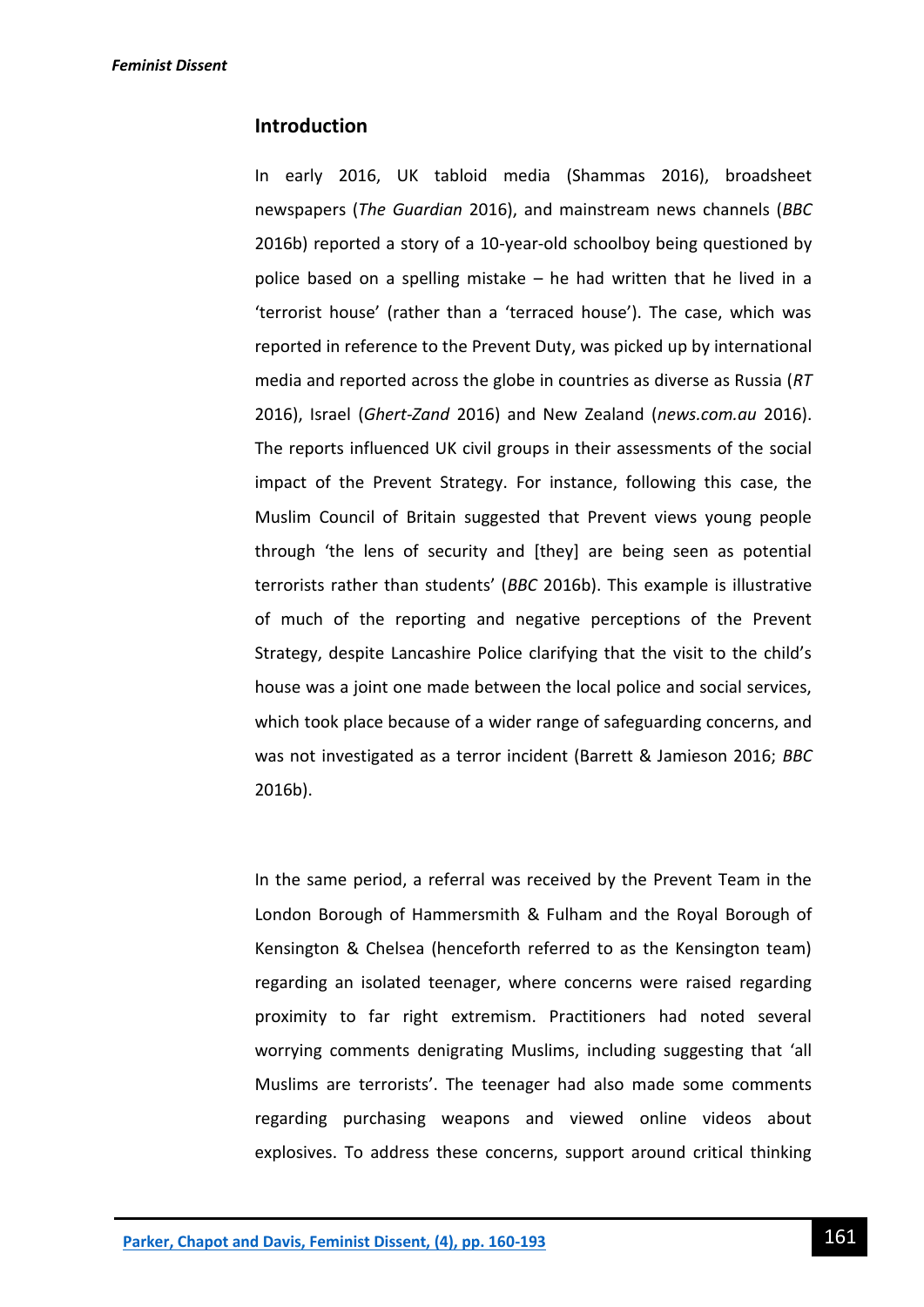## Introduction

In early 2016, UK tabloid media (Shammas 2016), broadsheet newspapers (*The Guardian* 2016), and mainstream news channels (*BBC* 2016b) reported a story of a 10-year-old schoolboy being questioned by police based on a spelling mistake – he had written that he lived in a 'terrorist house' (rather than a 'terraced house'). The case, which was reported in reference to the Prevent Duty, was picked up by international media and reported across the globe in countries as diverse as Russia (*RT* 2016), Israel (*Ghert-Zand* 2016) and New Zealand (*news.com.au* 2016). The reports influenced UK civil groups in their assessments of the social impact of the Prevent Strategy. For instance, following this case, the Muslim Council of Britain suggested that Prevent views young people through 'the lens of security and [they] are being seen as potential terrorists rather than students' (*BBC* 2016b). This example is illustrative of much of the reporting and negative perceptions of the Prevent Strategy, despite Lancashire Police clarifying that the visit to the child's house was a joint one made between the local police and social services, which took place because of a wider range of safeguarding concerns, and was not investigated as a terror incident (Barrett & Jamieson 2016; *BBC* 2016b).

In the same period, a referral was received by the Prevent Team in the London Borough of Hammersmith & Fulham and the Royal Borough of Kensington & Chelsea (henceforth referred to as the Kensington team) regarding an isolated teenager, where concerns were raised regarding proximity to far right extremism. Practitioners had noted several worrying comments denigrating Muslims, including suggesting that 'all Muslims are terrorists'. The teenager had also made some comments regarding purchasing weapons and viewed online videos about explosives. To address these concerns, support around critical thinking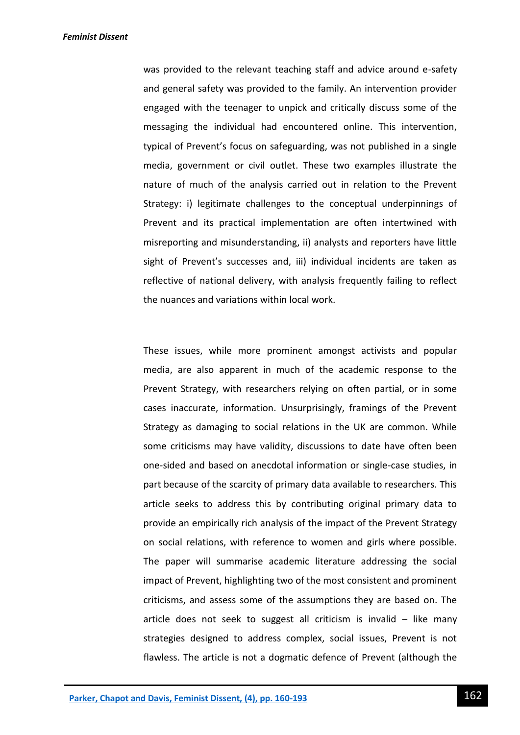was provided to the relevant teaching staff and advice around e-safety and general safety was provided to the family. An intervention provider engaged with the teenager to unpick and critically discuss some of the messaging the individual had encountered online. This intervention, typical of Prevent's focus on safeguarding, was not published in a single media, government or civil outlet. These two examples illustrate the nature of much of the analysis carried out in relation to the Prevent Strategy: i) legitimate challenges to the conceptual underpinnings of Prevent and its practical implementation are often intertwined with misreporting and misunderstanding, ii) analysts and reporters have little sight of Prevent's successes and, iii) individual incidents are taken as reflective of national delivery, with analysis frequently failing to reflect the nuances and variations within local work.

These issues, while more prominent amongst activists and popular media, are also apparent in much of the academic response to the Prevent Strategy, with researchers relying on often partial, or in some cases inaccurate, information. Unsurprisingly, framings of the Prevent Strategy as damaging to social relations in the UK are common. While some criticisms may have validity, discussions to date have often been one-sided and based on anecdotal information or single-case studies, in part because of the scarcity of primary data available to researchers. This article seeks to address this by contributing original primary data to provide an empirically rich analysis of the impact of the Prevent Strategy on social relations, with reference to women and girls where possible. The paper will summarise academic literature addressing the social impact of Prevent, highlighting two of the most consistent and prominent criticisms, and assess some of the assumptions they are based on. The article does not seek to suggest all criticism is invalid – like many strategies designed to address complex, social issues, Prevent is not flawless. The article is not a dogmatic defence of Prevent (although the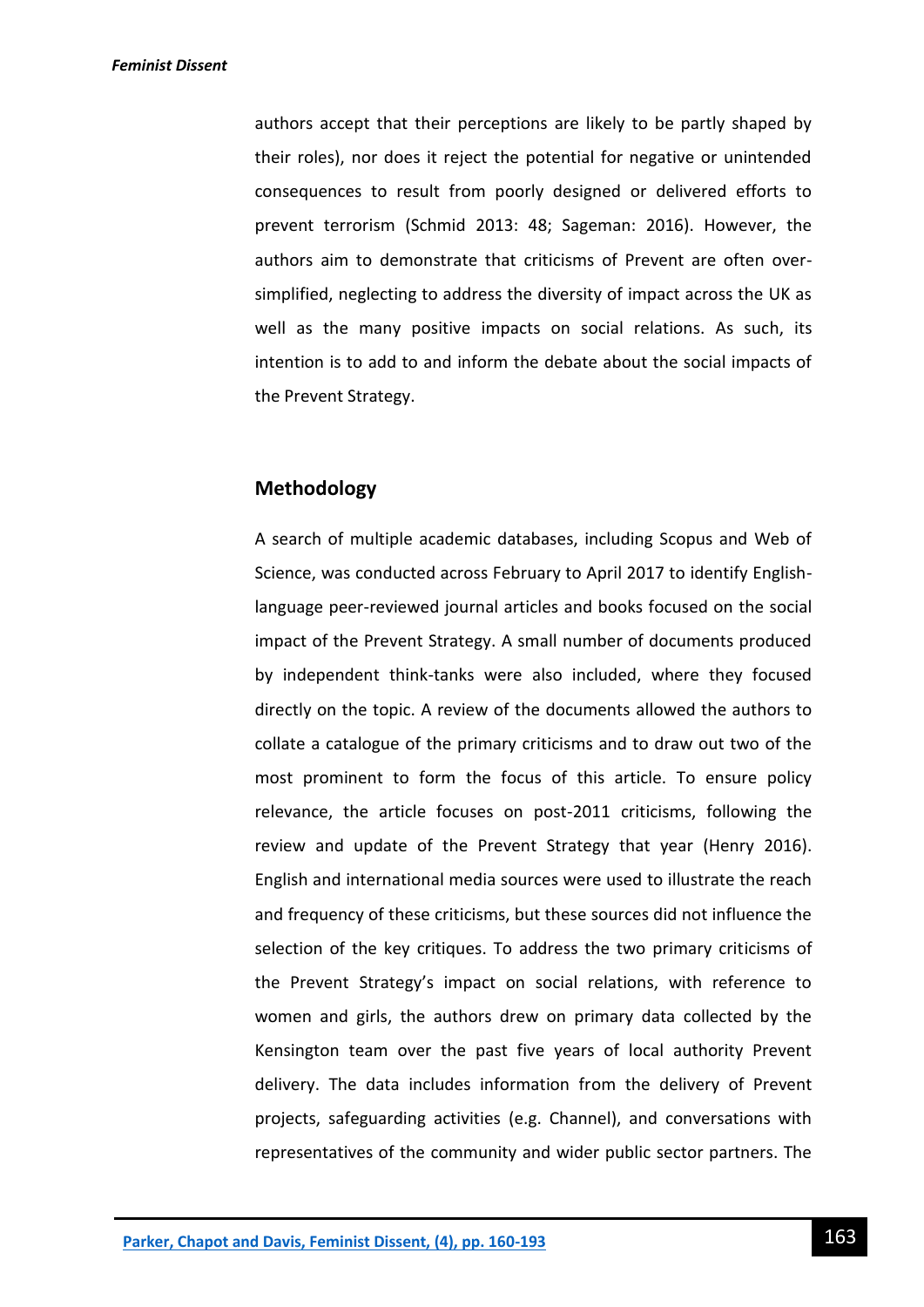authors accept that their perceptions are likely to be partly shaped by their roles), nor does it reject the potential for negative or unintended consequences to result from poorly designed or delivered efforts to prevent terrorism (Schmid 2013: 48; Sageman: 2016). However, the authors aim to demonstrate that criticisms of Prevent are often over-simplified, neglecting to address the diversity of impact across the UK as well as the many positive impacts on social relations. As such, its intention is to add to and inform the debate about the social impacts of the Prevent Strategy.

## Methodology

A search of multiple academic databases, including Scopus and Web of Science, was conducted across February to April 2017 to identify English-language peer-reviewed journal articles and books focused on the social impact of the Prevent Strategy. A small number of documents produced by independent think-tanks were also included, where they focused directly on the topic. A review of the documents allowed the authors to collate a catalogue of the primary criticisms and to draw out two of the most prominent to form the focus of this article. To ensure policy relevance, the article focuses on post-2011 criticisms, following the review and update of the Prevent Strategy that year (Henry 2016). English and international media sources were used to illustrate the reach and frequency of these criticisms, but these sources did not influence the selection of the key critiques. To address the two primary criticisms of the Prevent Strategy's impact on social relations, with reference to women and girls, the authors drew on primary data collected by the Kensington team over the past five years of local authority Prevent delivery. The data includes information from the delivery of Prevent projects, safeguarding activities (e.g. Channel), and conversations with representatives of the community and wider public sector partners. The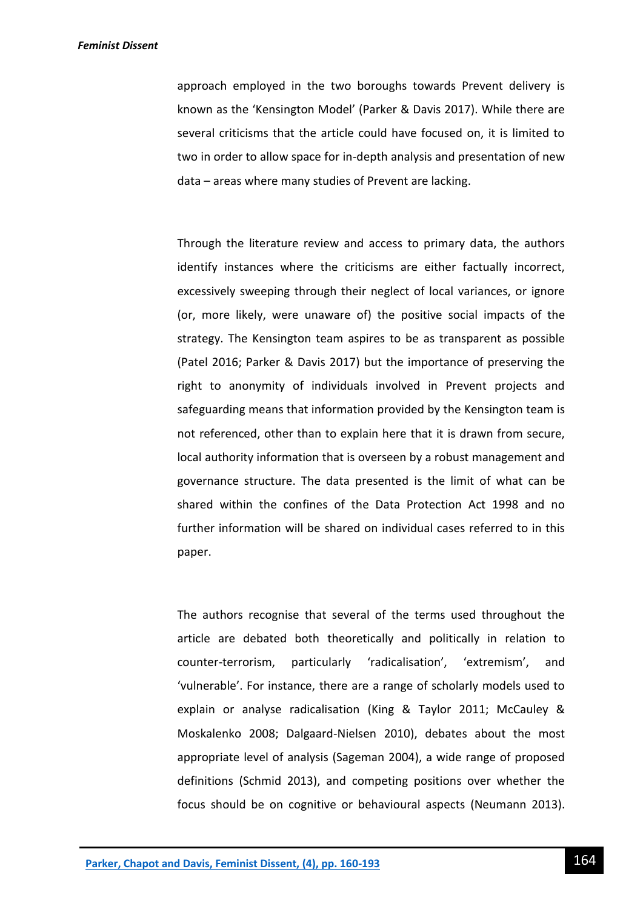approach employed in the two boroughs towards Prevent delivery is known as the 'Kensington Model' (Parker & Davis 2017). While there are several criticisms that the article could have focused on, it is limited to two in order to allow space for in-depth analysis and presentation of new data – areas where many studies of Prevent are lacking.

Through the literature review and access to primary data, the authors identify instances where the criticisms are either factually incorrect, excessively sweeping through their neglect of local variances, or ignore (or, more likely, were unaware of) the positive social impacts of the strategy. The Kensington team aspires to be as transparent as possible (Patel 2016; Parker & Davis 2017) but the importance of preserving the right to anonymity of individuals involved in Prevent projects and safeguarding means that information provided by the Kensington team is not referenced, other than to explain here that it is drawn from secure, local authority information that is overseen by a robust management and governance structure. The data presented is the limit of what can be shared within the confines of the Data Protection Act 1998 and no further information will be shared on individual cases referred to in this paper.

The authors recognise that several of the terms used throughout the article are debated both theoretically and politically in relation to counter-terrorism, particularly 'radicalisation', 'extremism', and 'vulnerable'. For instance, there are a range of scholarly models used to explain or analyse radicalisation (King & Taylor 2011; McCauley & Moskalenko 2008; Dalgaard-Nielsen 2010), debates about the most appropriate level of analysis (Sageman 2004), a wide range of proposed definitions (Schmid 2013), and competing positions over whether the focus should be on cognitive or behavioural aspects (Neumann 2013).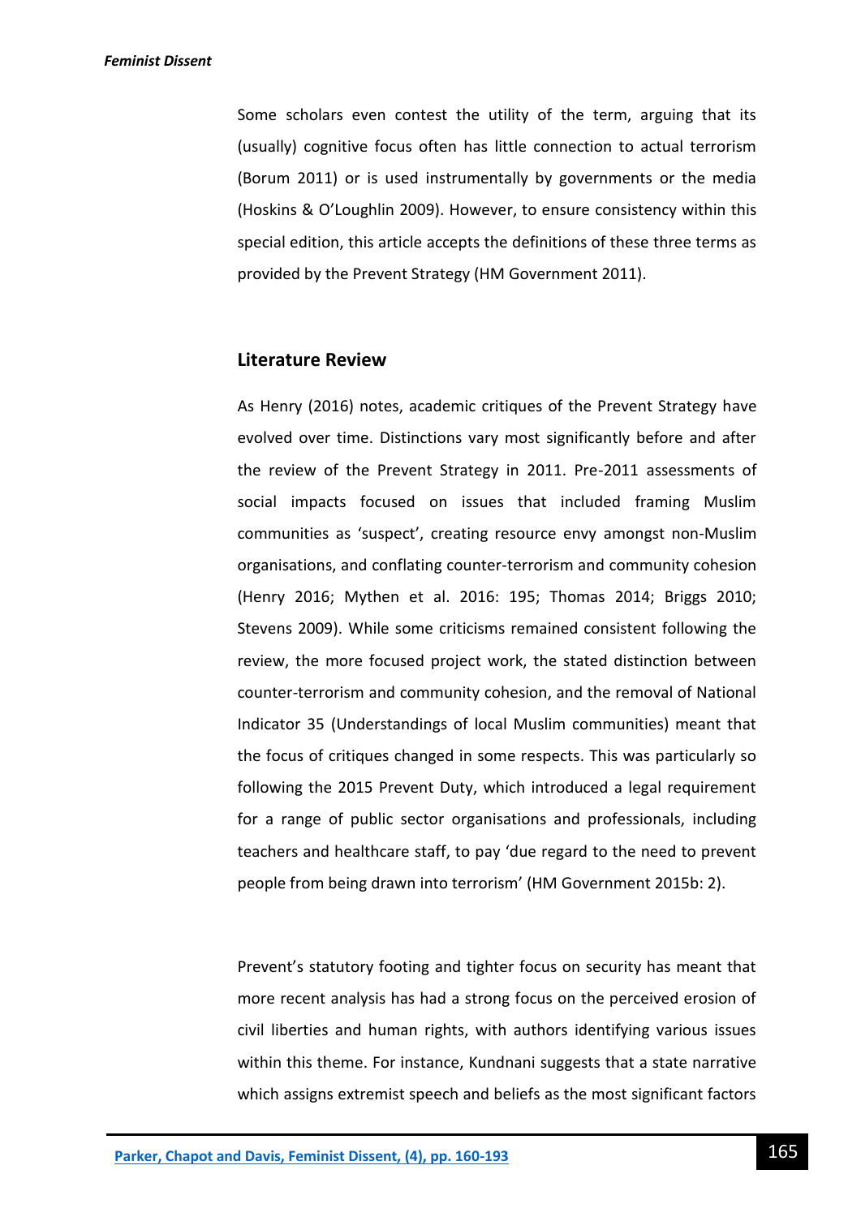Some scholars even contest the utility of the term, arguing that its (usually) cognitive focus often has little connection to actual terrorism (Borum 2011) or is used instrumentally by governments or the media (Hoskins & O'Loughlin 2009). However, to ensure consistency within this special edition, this article accepts the definitions of these three terms as provided by the Prevent Strategy (HM Government 2011).

## Literature Review

As Henry (2016) notes, academic critiques of the Prevent Strategy have evolved over time. Distinctions vary most significantly before and after the review of the Prevent Strategy in 2011. Pre-2011 assessments of social impacts focused on issues that included framing Muslim communities as 'suspect', creating resource envy amongst non-Muslim organisations, and conflating counter-terrorism and community cohesion (Henry 2016; Mythen et al. 2016: 195; Thomas 2014; Briggs 2010; Stevens 2009). While some criticisms remained consistent following the review, the more focused project work, the stated distinction between counter-terrorism and community cohesion, and the removal of National Indicator 35 (Understandings of local Muslim communities) meant that the focus of critiques changed in some respects. This was particularly so following the 2015 Prevent Duty, which introduced a legal requirement for a range of public sector organisations and professionals, including teachers and healthcare staff, to pay 'due regard to the need to prevent people from being drawn into terrorism' (HM Government 2015b: 2).

Prevent's statutory footing and tighter focus on security has meant that more recent analysis has had a strong focus on the perceived erosion of civil liberties and human rights, with authors identifying various issues within this theme. For instance, Kundnani suggests that a state narrative which assigns extremist speech and beliefs as the most significant factors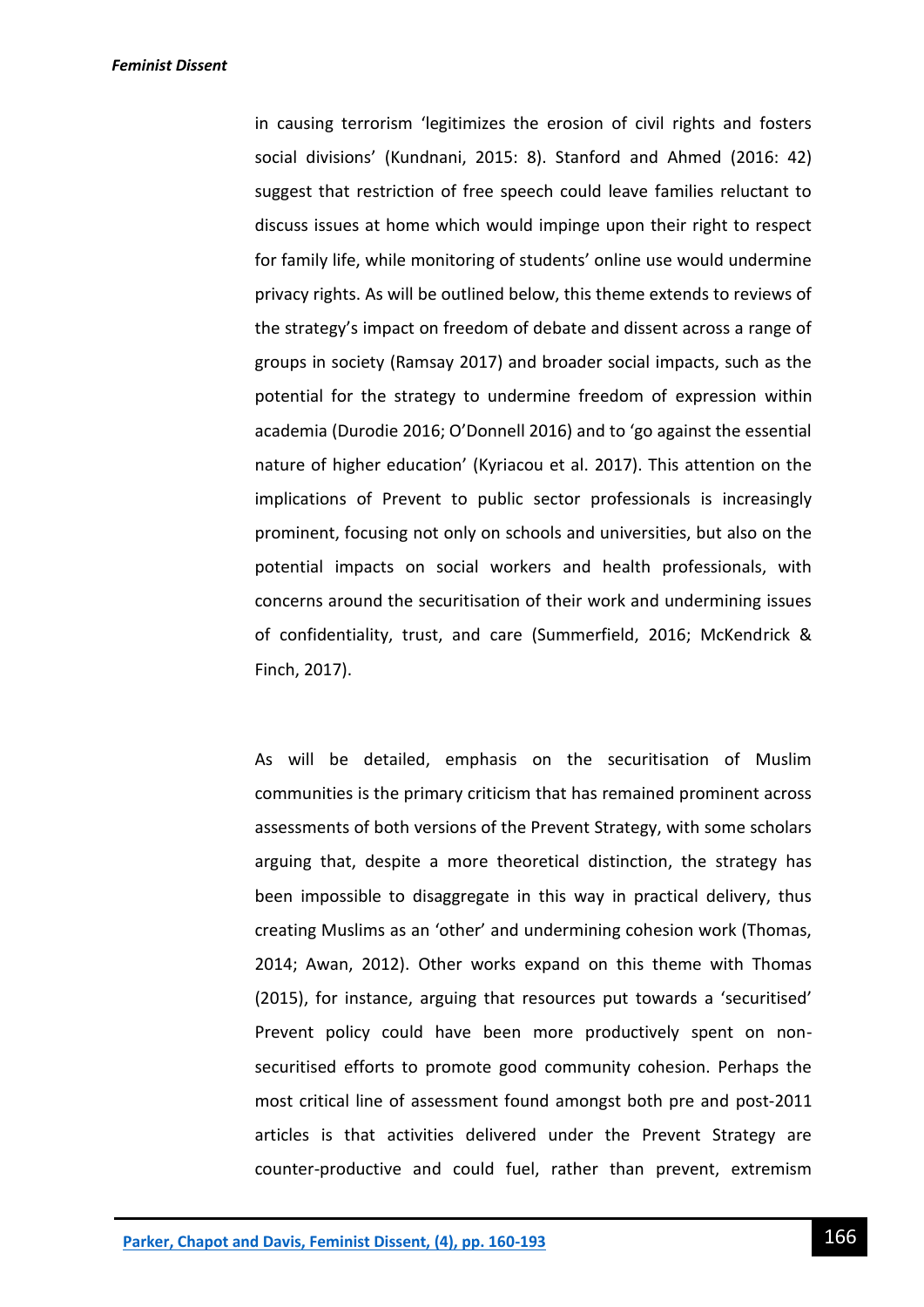in causing terrorism 'legitimizes the erosion of civil rights and fosters social divisions' (Kundnani, 2015: 8). Stanford and Ahmed (2016: 42) suggest that restriction of free speech could leave families reluctant to discuss issues at home which would impinge upon their right to respect for family life, while monitoring of students' online use would undermine privacy rights. As will be outlined below, this theme extends to reviews of the strategy's impact on freedom of debate and dissent across a range of groups in society (Ramsay 2017) and broader social impacts, such as the potential for the strategy to undermine freedom of expression within academia (Durodie 2016; O'Donnell 2016) and to 'go against the essential nature of higher education' (Kyriacou et al. 2017). This attention on the implications of Prevent to public sector professionals is increasingly prominent, focusing not only on schools and universities, but also on the potential impacts on social workers and health professionals, with concerns around the securitisation of their work and undermining issues of confidentiality, trust, and care (Summerfield, 2016; McKendrick & Finch, 2017).

As will be detailed, emphasis on the securitisation of Muslim communities is the primary criticism that has remained prominent across assessments of both versions of the Prevent Strategy, with some scholars arguing that, despite a more theoretical distinction, the strategy has been impossible to disaggregate in this way in practical delivery, thus creating Muslims as an 'other' and undermining cohesion work (Thomas, 2014; Awan, 2012). Other works expand on this theme with Thomas (2015), for instance, arguing that resources put towards a 'securitised' Prevent policy could have been more productively spent on non-securitised efforts to promote good community cohesion. Perhaps the most critical line of assessment found amongst both pre and post-2011 articles is that activities delivered under the Prevent Strategy are counter-productive and could fuel, rather than prevent, extremism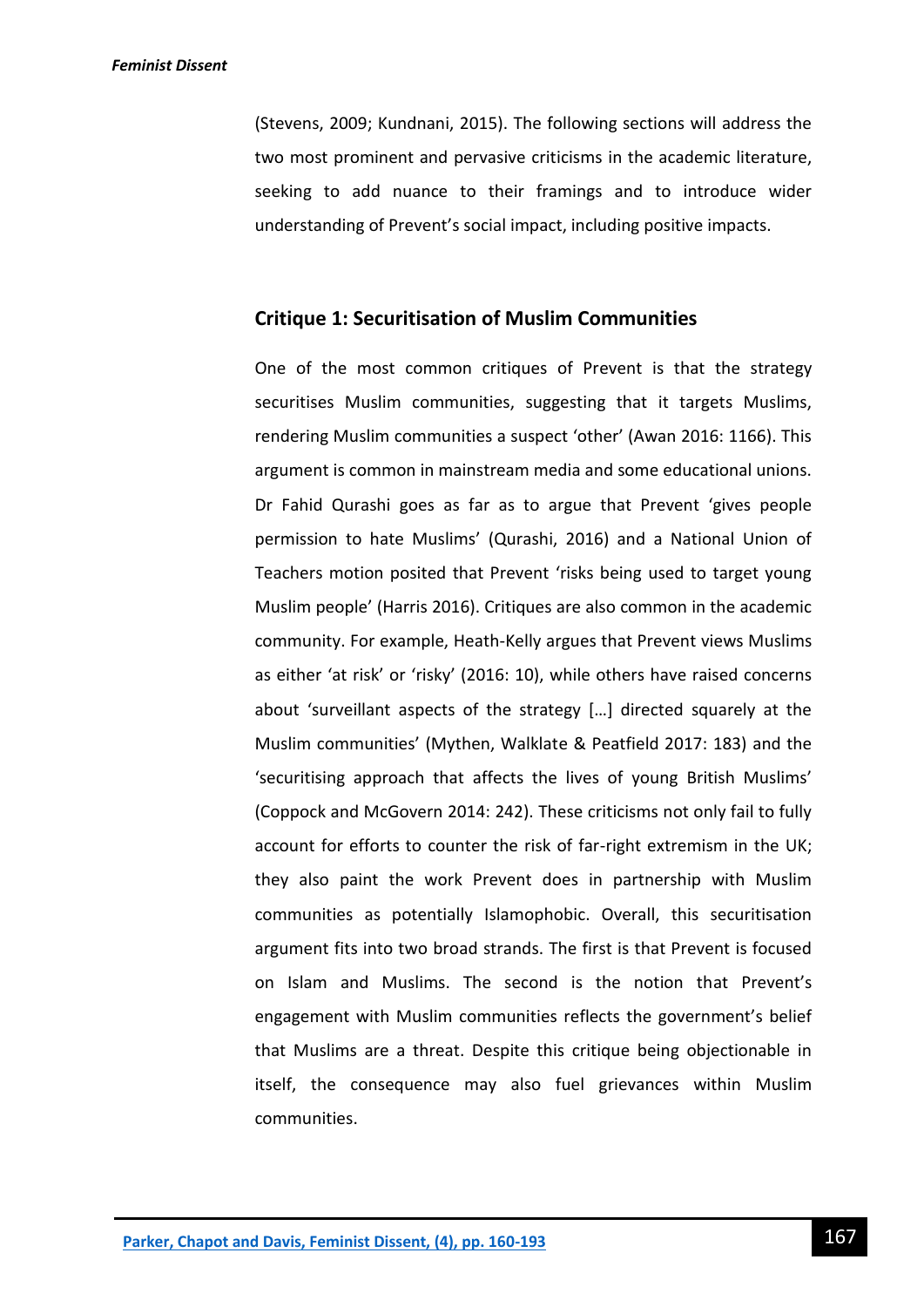(Stevens, 2009; Kundnani, 2015). The following sections will address the two most prominent and pervasive criticisms in the academic literature, seeking to add nuance to their framings and to introduce wider understanding of Prevent's social impact, including positive impacts.

## Critique 1: Securitisation of Muslim Communities

One of the most common critiques of Prevent is that the strategy securitises Muslim communities, suggesting that it targets Muslims, rendering Muslim communities a suspect 'other' (Awan 2016: 1166). This argument is common in mainstream media and some educational unions. Dr Fahid Qurashi goes as far as to argue that Prevent 'gives people permission to hate Muslims' (Qurashi, 2016) and a National Union of Teachers motion posited that Prevent 'risks being used to target young Muslim people' (Harris 2016). Critiques are also common in the academic community. For example, Heath-Kelly argues that Prevent views Muslims as either 'at risk' or 'risky' (2016: 10), while others have raised concerns about 'surveillant aspects of the strategy […] directed squarely at the Muslim communities' (Mythen, Walklate & Peatfield 2017: 183) and the 'securitising approach that affects the lives of young British Muslims' (Coppock and McGovern 2014: 242). These criticisms not only fail to fully account for efforts to counter the risk of far-right extremism in the UK; they also paint the work Prevent does in partnership with Muslim communities as potentially Islamophobic. Overall, this securitisation argument fits into two broad strands. The first is that Prevent is focused on Islam and Muslims. The second is the notion that Prevent's engagement with Muslim communities reflects the government's belief that Muslims are a threat. Despite this critique being objectionable in itself, the consequence may also fuel grievances within Muslim communities.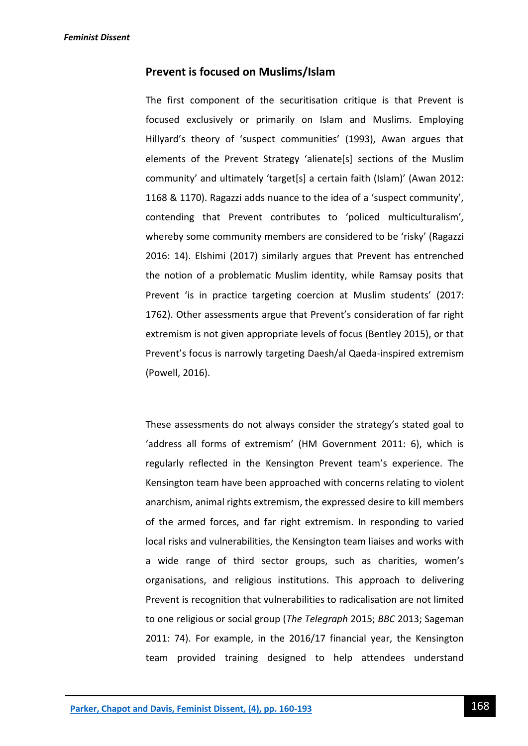## Prevent is focused on Muslims/Islam

The first component of the securitisation critique is that Prevent is focused exclusively or primarily on Islam and Muslims. Employing Hillyard's theory of 'suspect communities' (1993), Awan argues that elements of the Prevent Strategy 'alienate[s] sections of the Muslim community' and ultimately 'target[s] a certain faith (Islam)' (Awan 2012: 1168 & 1170). Ragazzi adds nuance to the idea of a 'suspect community', contending that Prevent contributes to 'policed multiculturalism', whereby some community members are considered to be 'risky' (Ragazzi 2016: 14). Elshimi (2017) similarly argues that Prevent has entrenched the notion of a problematic Muslim identity, while Ramsay posits that Prevent 'is in practice targeting coercion at Muslim students' (2017: 1762). Other assessments argue that Prevent's consideration of far right extremism is not given appropriate levels of focus (Bentley 2015), or that Prevent's focus is narrowly targeting Daesh/al Qaeda-inspired extremism (Powell, 2016).

These assessments do not always consider the strategy's stated goal to 'address all forms of extremism' (HM Government 2011: 6), which is regularly reflected in the Kensington Prevent team's experience. The Kensington team have been approached with concerns relating to violent anarchism, animal rights extremism, the expressed desire to kill members of the armed forces, and far right extremism. In responding to varied local risks and vulnerabilities, the Kensington team liaises and works with a wide range of third sector groups, such as charities, women's organisations, and religious institutions. This approach to delivering Prevent is recognition that vulnerabilities to radicalisation are not limited to one religious or social group (*The Telegraph* 2015; *BBC* 2013; Sageman 2011: 74). For example, in the 2016/17 financial year, the Kensington team provided training designed to help attendees understand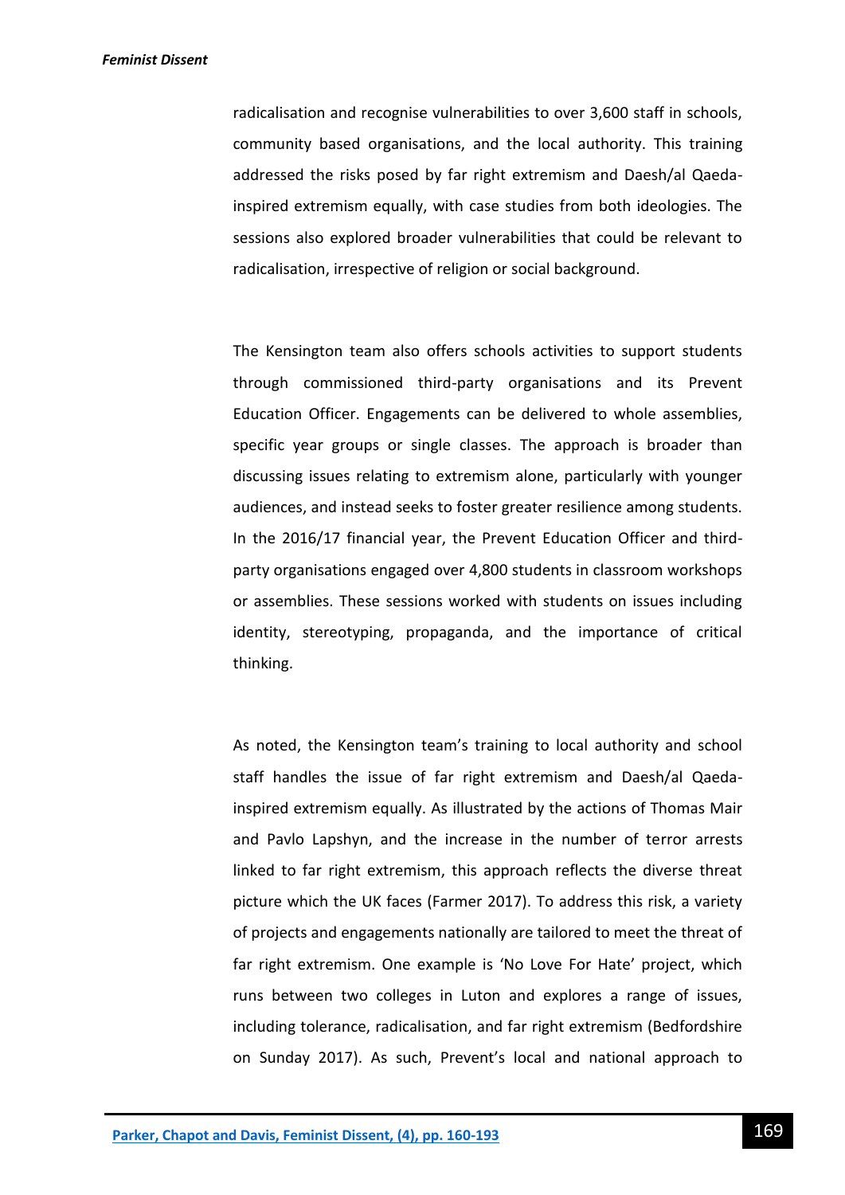radicalisation and recognise vulnerabilities to over 3,600 staff in schools, community based organisations, and the local authority. This training addressed the risks posed by far right extremism and Daesh/al Qaeda-inspired extremism equally, with case studies from both ideologies. The sessions also explored broader vulnerabilities that could be relevant to radicalisation, irrespective of religion or social background.

The Kensington team also offers schools activities to support students through commissioned third-party organisations and its Prevent Education Officer. Engagements can be delivered to whole assemblies, specific year groups or single classes. The approach is broader than discussing issues relating to extremism alone, particularly with younger audiences, and instead seeks to foster greater resilience among students. In the 2016/17 financial year, the Prevent Education Officer and third-party organisations engaged over 4,800 students in classroom workshops or assemblies. These sessions worked with students on issues including identity, stereotyping, propaganda, and the importance of critical thinking.

As noted, the Kensington team's training to local authority and school staff handles the issue of far right extremism and Daesh/al Qaeda-inspired extremism equally. As illustrated by the actions of Thomas Mair and Pavlo Lapshyn, and the increase in the number of terror arrests linked to far right extremism, this approach reflects the diverse threat picture which the UK faces (Farmer 2017). To address this risk, a variety of projects and engagements nationally are tailored to meet the threat of far right extremism. One example is 'No Love For Hate' project, which runs between two colleges in Luton and explores a range of issues, including tolerance, radicalisation, and far right extremism (Bedfordshire on Sunday 2017). As such, Prevent's local and national approach to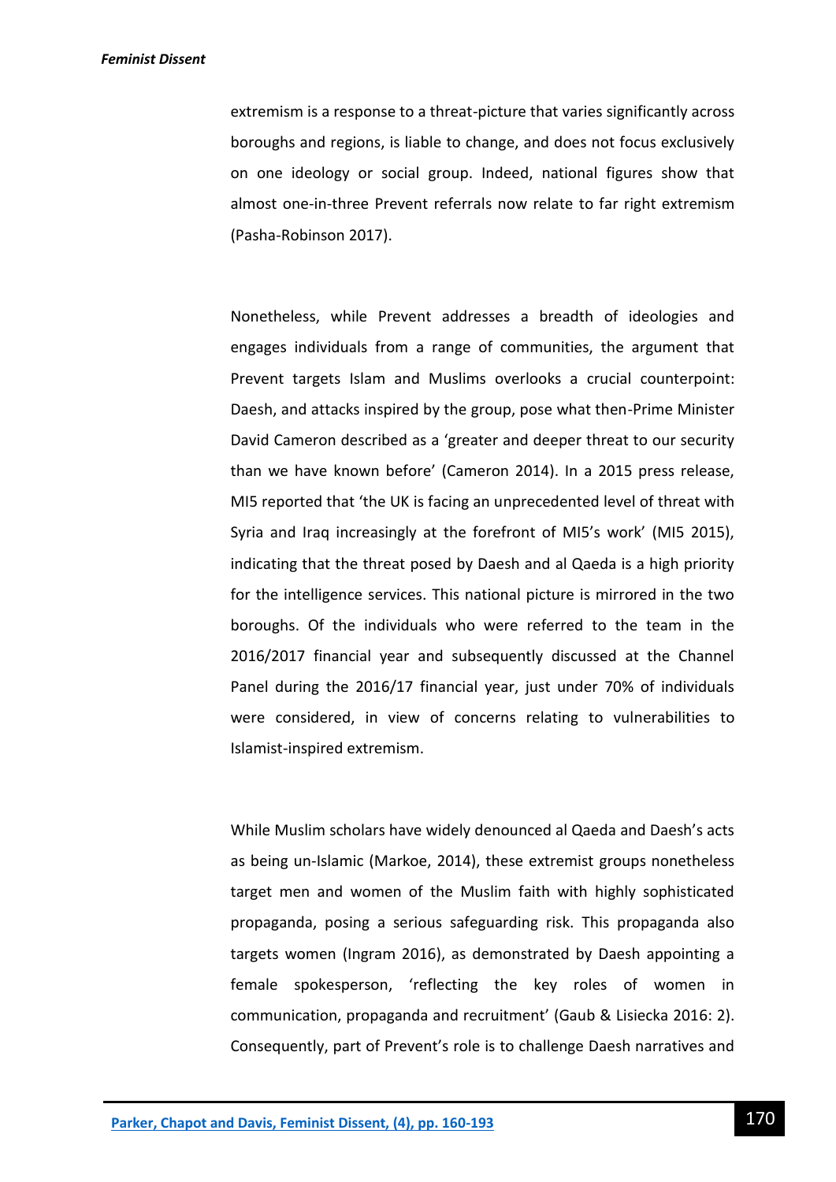extremism is a response to a threat-picture that varies significantly across boroughs and regions, is liable to change, and does not focus exclusively on one ideology or social group. Indeed, national figures show that almost one-in-three Prevent referrals now relate to far right extremism (Pasha-Robinson 2017).

Nonetheless, while Prevent addresses a breadth of ideologies and engages individuals from a range of communities, the argument that Prevent targets Islam and Muslims overlooks a crucial counterpoint: Daesh, and attacks inspired by the group, pose what then-Prime Minister David Cameron described as a 'greater and deeper threat to our security than we have known before' (Cameron 2014). In a 2015 press release, MI5 reported that 'the UK is facing an unprecedented level of threat with Syria and Iraq increasingly at the forefront of MI5's work' (MI5 2015), indicating that the threat posed by Daesh and al Qaeda is a high priority for the intelligence services. This national picture is mirrored in the two boroughs. Of the individuals who were referred to the team in the 2016/2017 financial year and subsequently discussed at the Channel Panel during the 2016/17 financial year, just under 70% of individuals were considered, in view of concerns relating to vulnerabilities to Islamist-inspired extremism.

While Muslim scholars have widely denounced al Qaeda and Daesh's acts as being un-Islamic (Markoe, 2014), these extremist groups nonetheless target men and women of the Muslim faith with highly sophisticated propaganda, posing a serious safeguarding risk. This propaganda also targets women (Ingram 2016), as demonstrated by Daesh appointing a female spokesperson, 'reflecting the key roles of women in communication, propaganda and recruitment' (Gaub & Lisiecka 2016: 2). Consequently, part of Prevent's role is to challenge Daesh narratives and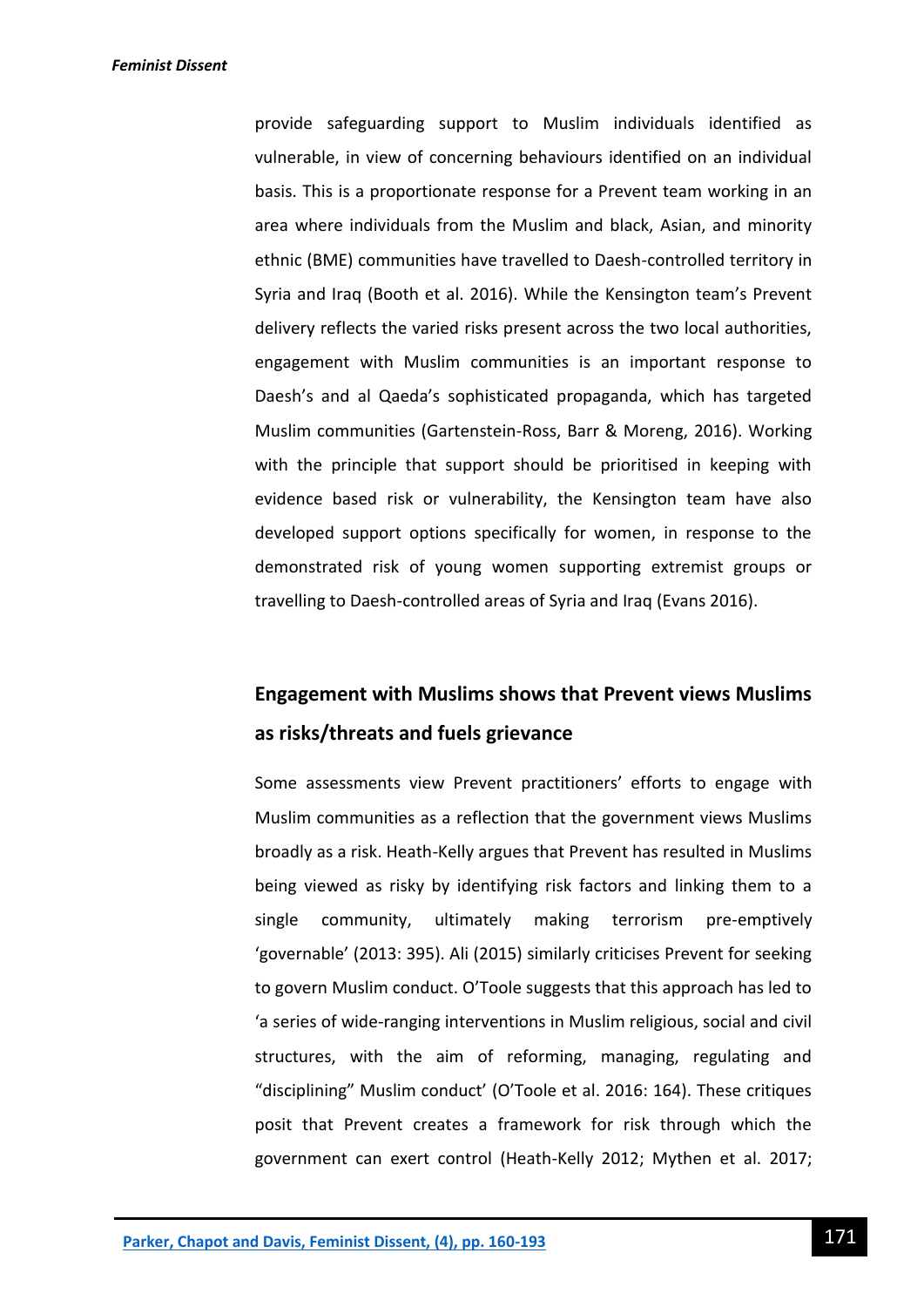provide safeguarding support to Muslim individuals identified as vulnerable, in view of concerning behaviours identified on an individual basis. This is a proportionate response for a Prevent team working in an area where individuals from the Muslim and black, Asian, and minority ethnic (BME) communities have travelled to Daesh-controlled territory in Syria and Iraq (Booth et al. 2016). While the Kensington team's Prevent delivery reflects the varied risks present across the two local authorities, engagement with Muslim communities is an important response to Daesh's and al Qaeda's sophisticated propaganda, which has targeted Muslim communities (Gartenstein-Ross, Barr & Moreng, 2016). Working with the principle that support should be prioritised in keeping with evidence based risk or vulnerability, the Kensington team have also developed support options specifically for women, in response to the demonstrated risk of young women supporting extremist groups or travelling to Daesh-controlled areas of Syria and Iraq (Evans 2016).

## Engagement with Muslims shows that Prevent views Muslims as risks/threats and fuels grievance

Some assessments view Prevent practitioners' efforts to engage with Muslim communities as a reflection that the government views Muslims broadly as a risk. Heath-Kelly argues that Prevent has resulted in Muslims being viewed as risky by identifying risk factors and linking them to a single community, ultimately making terrorism pre-emptively 'governable' (2013: 395). Ali (2015) similarly criticises Prevent for seeking to govern Muslim conduct. O'Toole suggests that this approach has led to 'a series of wide-ranging interventions in Muslim religious, social and civil structures, with the aim of reforming, managing, regulating and "disciplining" Muslim conduct' (O'Toole et al. 2016: 164). These critiques posit that Prevent creates a framework for risk through which the government can exert control (Heath-Kelly 2012; Mythen et al. 2017;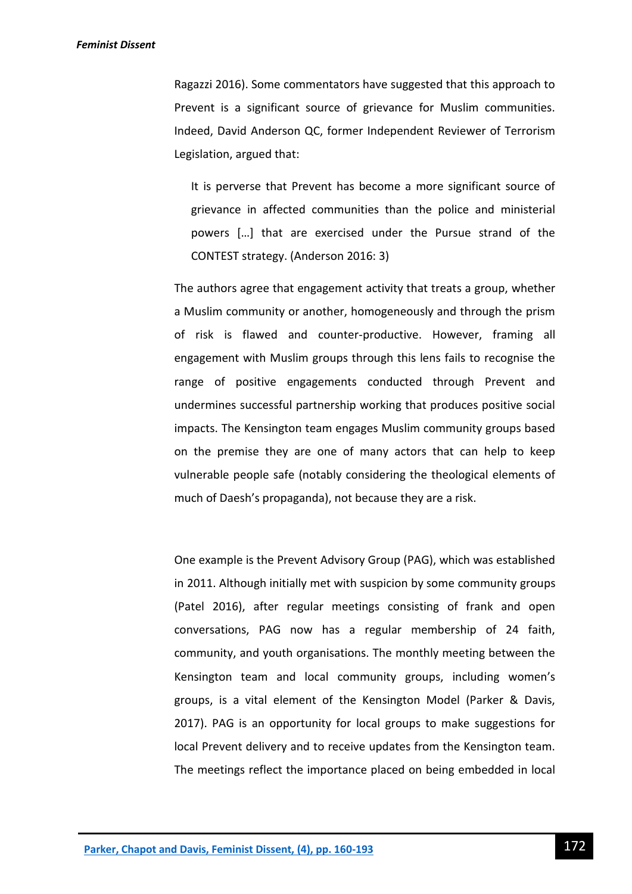Ragazzi 2016). Some commentators have suggested that this approach to Prevent is a significant source of grievance for Muslim communities. Indeed, David Anderson QC, former Independent Reviewer of Terrorism Legislation, argued that:

> It is perverse that Prevent has become a more significant source of grievance in affected communities than the police and ministerial powers […] that are exercised under the Pursue strand of the CONTEST strategy. (Anderson 2016: 3)

The authors agree that engagement activity that treats a group, whether a Muslim community or another, homogeneously and through the prism of risk is flawed and counter-productive. However, framing all engagement with Muslim groups through this lens fails to recognise the range of positive engagements conducted through Prevent and undermines successful partnership working that produces positive social impacts. The Kensington team engages Muslim community groups based on the premise they are one of many actors that can help to keep vulnerable people safe (notably considering the theological elements of much of Daesh's propaganda), not because they are a risk.

One example is the Prevent Advisory Group (PAG), which was established in 2011. Although initially met with suspicion by some community groups (Patel 2016), after regular meetings consisting of frank and open conversations, PAG now has a regular membership of 24 faith, community, and youth organisations. The monthly meeting between the Kensington team and local community groups, including women's groups, is a vital element of the Kensington Model (Parker & Davis, 2017). PAG is an opportunity for local groups to make suggestions for local Prevent delivery and to receive updates from the Kensington team. The meetings reflect the importance placed on being embedded in local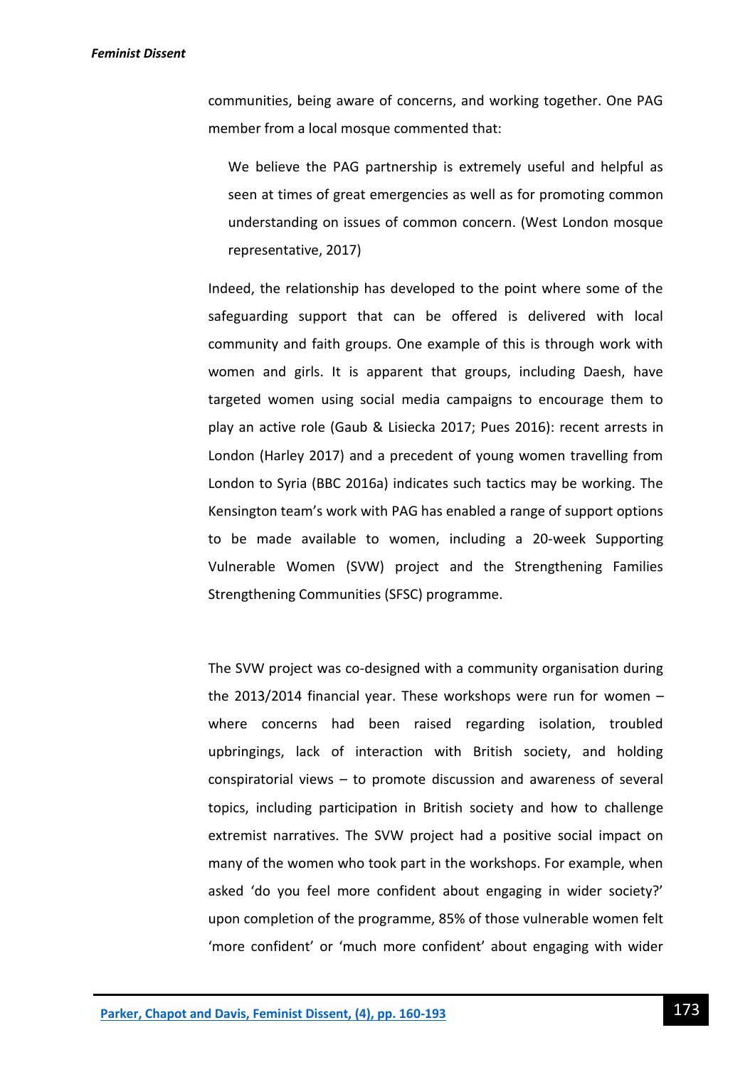communities, being aware of concerns, and working together. One PAG member from a local mosque commented that:

> We believe the PAG partnership is extremely useful and helpful as seen at times of great emergencies as well as for promoting common understanding on issues of common concern. (West London mosque representative, 2017)

Indeed, the relationship has developed to the point where some of the safeguarding support that can be offered is delivered with local community and faith groups. One example of this is through work with women and girls. It is apparent that groups, including Daesh, have targeted women using social media campaigns to encourage them to play an active role (Gaub & Lisiecka 2017; Pues 2016): recent arrests in London (Harley 2017) and a precedent of young women travelling from London to Syria (BBC 2016a) indicates such tactics may be working. The Kensington team's work with PAG has enabled a range of support options to be made available to women, including a 20-week Supporting Vulnerable Women (SVW) project and the Strengthening Families Strengthening Communities (SFSC) programme.

The SVW project was co-designed with a community organisation during the 2013/2014 financial year. These workshops were run for women – where concerns had been raised regarding isolation, troubled upbringings, lack of interaction with British society, and holding conspiratorial views – to promote discussion and awareness of several topics, including participation in British society and how to challenge extremist narratives. The SVW project had a positive social impact on many of the women who took part in the workshops. For example, when asked 'do you feel more confident about engaging in wider society?' upon completion of the programme, 85% of those vulnerable women felt 'more confident' or 'much more confident' about engaging with wider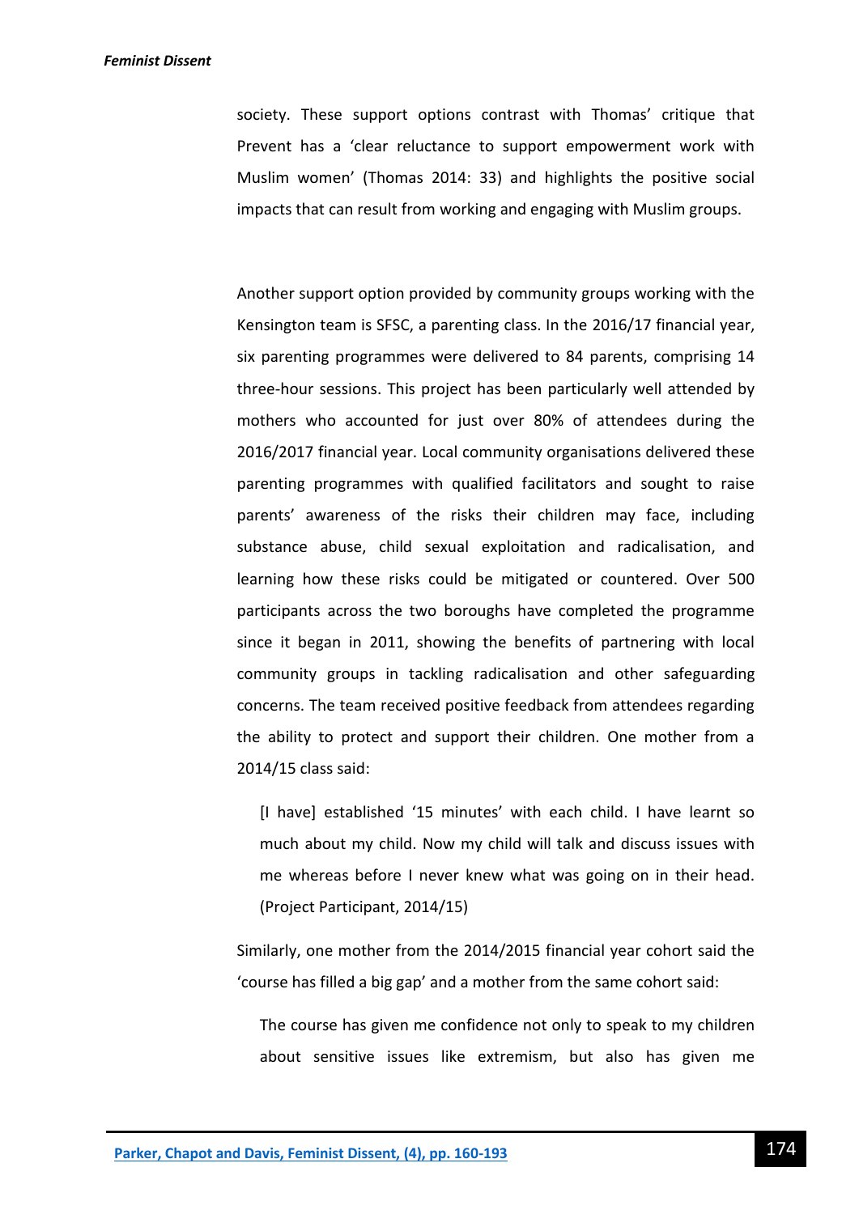society. These support options contrast with Thomas' critique that Prevent has a 'clear reluctance to support empowerment work with Muslim women' (Thomas 2014: 33) and highlights the positive social impacts that can result from working and engaging with Muslim groups.

Another support option provided by community groups working with the Kensington team is SFSC, a parenting class. In the 2016/17 financial year, six parenting programmes were delivered to 84 parents, comprising 14 three-hour sessions. This project has been particularly well attended by mothers who accounted for just over 80% of attendees during the 2016/2017 financial year. Local community organisations delivered these parenting programmes with qualified facilitators and sought to raise parents' awareness of the risks their children may face, including substance abuse, child sexual exploitation and radicalisation, and learning how these risks could be mitigated or countered. Over 500 participants across the two boroughs have completed the programme since it began in 2011, showing the benefits of partnering with local community groups in tackling radicalisation and other safeguarding concerns. The team received positive feedback from attendees regarding the ability to protect and support their children. One mother from a 2014/15 class said:

> [I have] established '15 minutes' with each child. I have learnt so much about my child. Now my child will talk and discuss issues with me whereas before I never knew what was going on in their head. (Project Participant, 2014/15)

Similarly, one mother from the 2014/2015 financial year cohort said the 'course has filled a big gap' and a mother from the same cohort said:

> The course has given me confidence not only to speak to my children about sensitive issues like extremism, but also has given me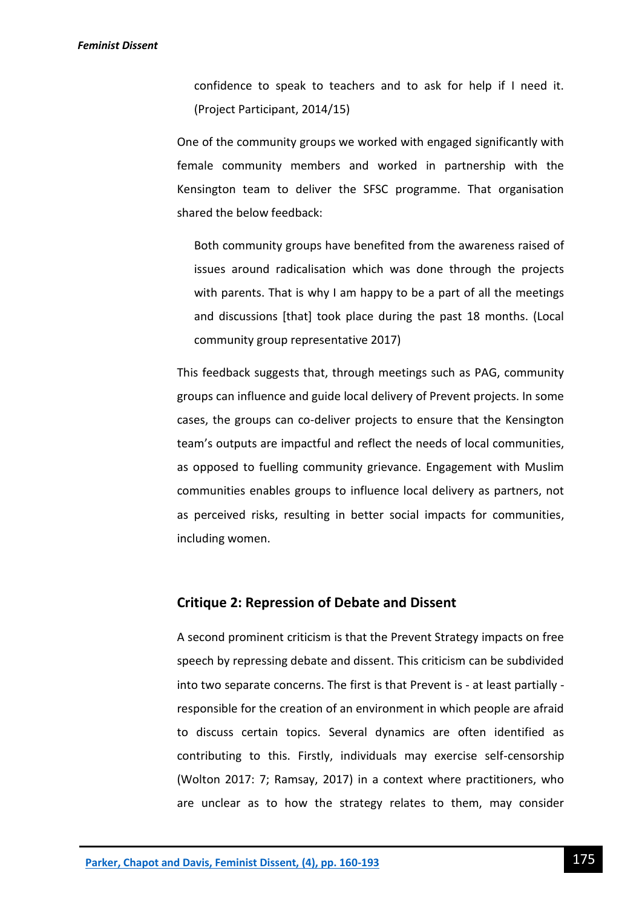> confidence to speak to teachers and to ask for help if I need it. (Project Participant, 2014/15)

One of the community groups we worked with engaged significantly with female community members and worked in partnership with the Kensington team to deliver the SFSC programme. That organisation shared the below feedback:

> Both community groups have benefited from the awareness raised of issues around radicalisation which was done through the projects with parents. That is why I am happy to be a part of all the meetings and discussions [that] took place during the past 18 months. (Local community group representative 2017)

This feedback suggests that, through meetings such as PAG, community groups can influence and guide local delivery of Prevent projects. In some cases, the groups can co-deliver projects to ensure that the Kensington team's outputs are impactful and reflect the needs of local communities, as opposed to fuelling community grievance. Engagement with Muslim communities enables groups to influence local delivery as partners, not as perceived risks, resulting in better social impacts for communities, including women.

## Critique 2: Repression of Debate and Dissent

A second prominent criticism is that the Prevent Strategy impacts on free speech by repressing debate and dissent. This criticism can be subdivided into two separate concerns. The first is that Prevent is - at least partially - responsible for the creation of an environment in which people are afraid to discuss certain topics. Several dynamics are often identified as contributing to this. Firstly, individuals may exercise self-censorship (Wolton 2017: 7; Ramsay, 2017) in a context where practitioners, who are unclear as to how the strategy relates to them, may consider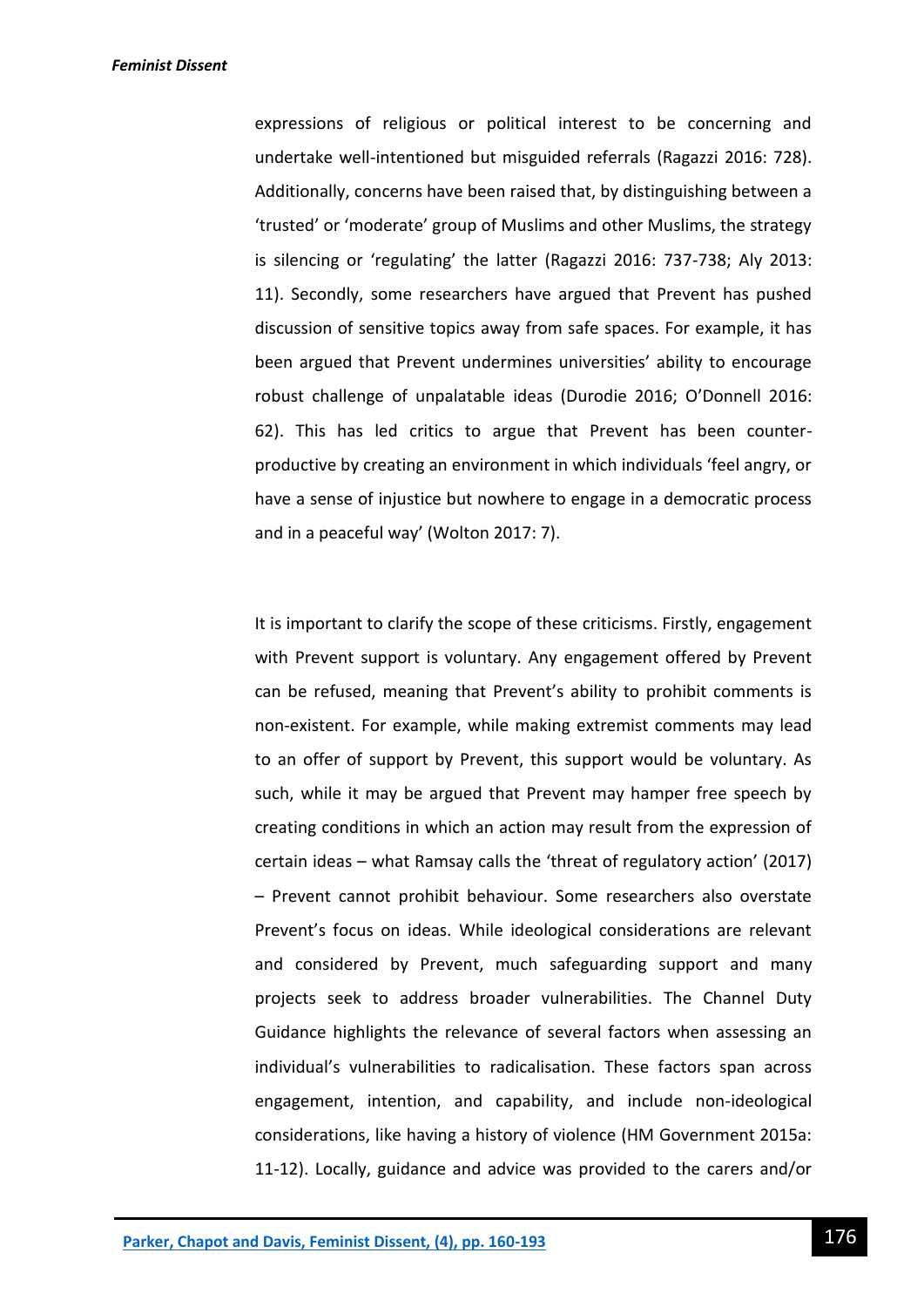expressions of religious or political interest to be concerning and undertake well-intentioned but misguided referrals (Ragazzi 2016: 728). Additionally, concerns have been raised that, by distinguishing between a 'trusted' or 'moderate' group of Muslims and other Muslims, the strategy is silencing or 'regulating' the latter (Ragazzi 2016: 737-738; Aly 2013: 11). Secondly, some researchers have argued that Prevent has pushed discussion of sensitive topics away from safe spaces. For example, it has been argued that Prevent undermines universities' ability to encourage robust challenge of unpalatable ideas (Durodie 2016; O'Donnell 2016: 62). This has led critics to argue that Prevent has been counter-productive by creating an environment in which individuals 'feel angry, or have a sense of injustice but nowhere to engage in a democratic process and in a peaceful way' (Wolton 2017: 7).

It is important to clarify the scope of these criticisms. Firstly, engagement with Prevent support is voluntary. Any engagement offered by Prevent can be refused, meaning that Prevent's ability to prohibit comments is non-existent. For example, while making extremist comments may lead to an offer of support by Prevent, this support would be voluntary. As such, while it may be argued that Prevent may hamper free speech by creating conditions in which an action may result from the expression of certain ideas – what Ramsay calls the 'threat of regulatory action' (2017) – Prevent cannot prohibit behaviour. Some researchers also overstate Prevent's focus on ideas. While ideological considerations are relevant and considered by Prevent, much safeguarding support and many projects seek to address broader vulnerabilities. The Channel Duty Guidance highlights the relevance of several factors when assessing an individual's vulnerabilities to radicalisation. These factors span across engagement, intention, and capability, and include non-ideological considerations, like having a history of violence (HM Government 2015a: 11-12). Locally, guidance and advice was provided to the carers and/or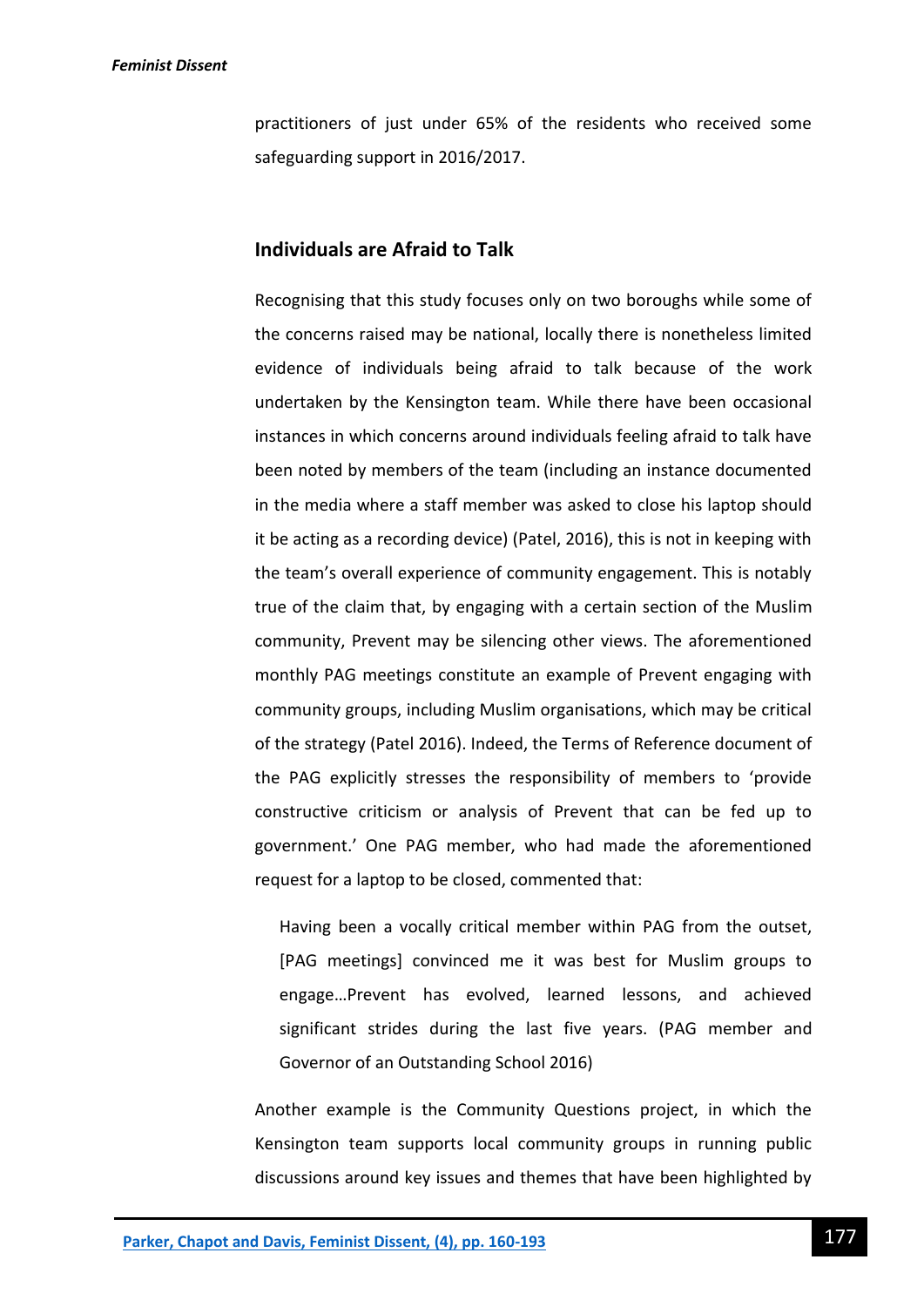practitioners of just under 65% of the residents who received some safeguarding support in 2016/2017.

## Individuals are Afraid to Talk

Recognising that this study focuses only on two boroughs while some of the concerns raised may be national, locally there is nonetheless limited evidence of individuals being afraid to talk because of the work undertaken by the Kensington team. While there have been occasional instances in which concerns around individuals feeling afraid to talk have been noted by members of the team (including an instance documented in the media where a staff member was asked to close his laptop should it be acting as a recording device) (Patel, 2016), this is not in keeping with the team's overall experience of community engagement. This is notably true of the claim that, by engaging with a certain section of the Muslim community, Prevent may be silencing other views. The aforementioned monthly PAG meetings constitute an example of Prevent engaging with community groups, including Muslim organisations, which may be critical of the strategy (Patel 2016). Indeed, the Terms of Reference document of the PAG explicitly stresses the responsibility of members to 'provide constructive criticism or analysis of Prevent that can be fed up to government.' One PAG member, who had made the aforementioned request for a laptop to be closed, commented that:

> Having been a vocally critical member within PAG from the outset, [PAG meetings] convinced me it was best for Muslim groups to engage…Prevent has evolved, learned lessons, and achieved significant strides during the last five years. (PAG member and Governor of an Outstanding School 2016)

Another example is the Community Questions project, in which the Kensington team supports local community groups in running public discussions around key issues and themes that have been highlighted by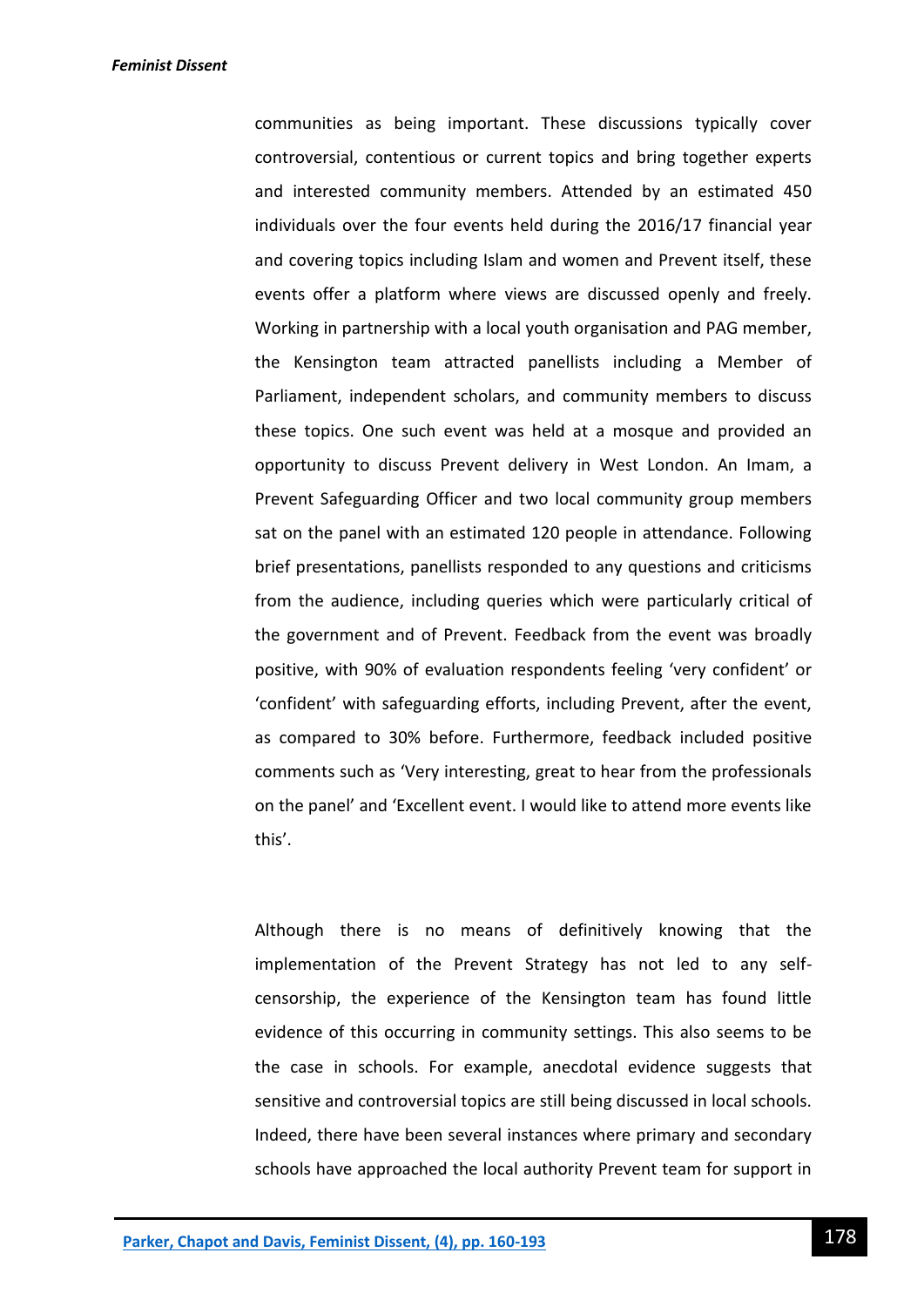communities as being important. These discussions typically cover controversial, contentious or current topics and bring together experts and interested community members. Attended by an estimated 450 individuals over the four events held during the 2016/17 financial year and covering topics including Islam and women and Prevent itself, these events offer a platform where views are discussed openly and freely. Working in partnership with a local youth organisation and PAG member, the Kensington team attracted panellists including a Member of Parliament, independent scholars, and community members to discuss these topics. One such event was held at a mosque and provided an opportunity to discuss Prevent delivery in West London. An Imam, a Prevent Safeguarding Officer and two local community group members sat on the panel with an estimated 120 people in attendance. Following brief presentations, panellists responded to any questions and criticisms from the audience, including queries which were particularly critical of the government and of Prevent. Feedback from the event was broadly positive, with 90% of evaluation respondents feeling 'very confident' or 'confident' with safeguarding efforts, including Prevent, after the event, as compared to 30% before. Furthermore, feedback included positive comments such as 'Very interesting, great to hear from the professionals on the panel' and 'Excellent event. I would like to attend more events like this'.

Although there is no means of definitively knowing that the implementation of the Prevent Strategy has not led to any self-censorship, the experience of the Kensington team has found little evidence of this occurring in community settings. This also seems to be the case in schools. For example, anecdotal evidence suggests that sensitive and controversial topics are still being discussed in local schools. Indeed, there have been several instances where primary and secondary schools have approached the local authority Prevent team for support in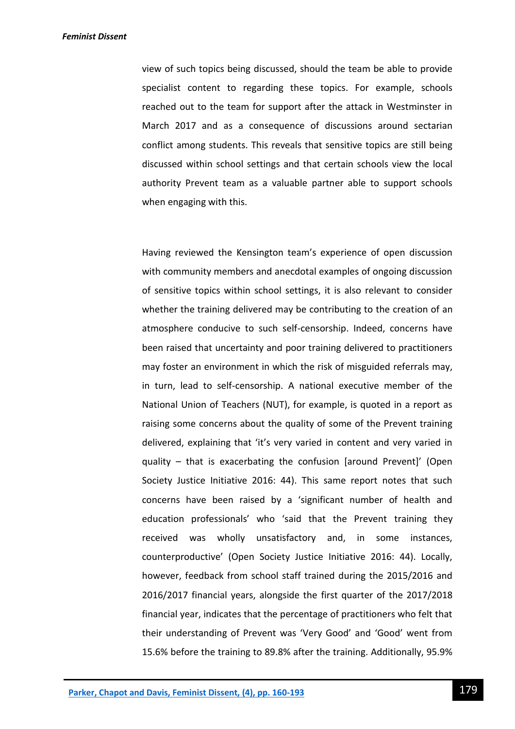view of such topics being discussed, should the team be able to provide specialist content to regarding these topics. For example, schools reached out to the team for support after the attack in Westminster in March 2017 and as a consequence of discussions around sectarian conflict among students. This reveals that sensitive topics are still being discussed within school settings and that certain schools view the local authority Prevent team as a valuable partner able to support schools when engaging with this.

Having reviewed the Kensington team's experience of open discussion with community members and anecdotal examples of ongoing discussion of sensitive topics within school settings, it is also relevant to consider whether the training delivered may be contributing to the creation of an atmosphere conducive to such self-censorship. Indeed, concerns have been raised that uncertainty and poor training delivered to practitioners may foster an environment in which the risk of misguided referrals may, in turn, lead to self-censorship. A national executive member of the National Union of Teachers (NUT), for example, is quoted in a report as raising some concerns about the quality of some of the Prevent training delivered, explaining that 'it's very varied in content and very varied in quality – that is exacerbating the confusion [around Prevent]' (Open Society Justice Initiative 2016: 44). This same report notes that such concerns have been raised by a 'significant number of health and education professionals' who 'said that the Prevent training they received was wholly unsatisfactory and, in some instances, counterproductive' (Open Society Justice Initiative 2016: 44). Locally, however, feedback from school staff trained during the 2015/2016 and 2016/2017 financial years, alongside the first quarter of the 2017/2018 financial year, indicates that the percentage of practitioners who felt that their understanding of Prevent was 'Very Good' and 'Good' went from 15.6% before the training to 89.8% after the training. Additionally, 95.9%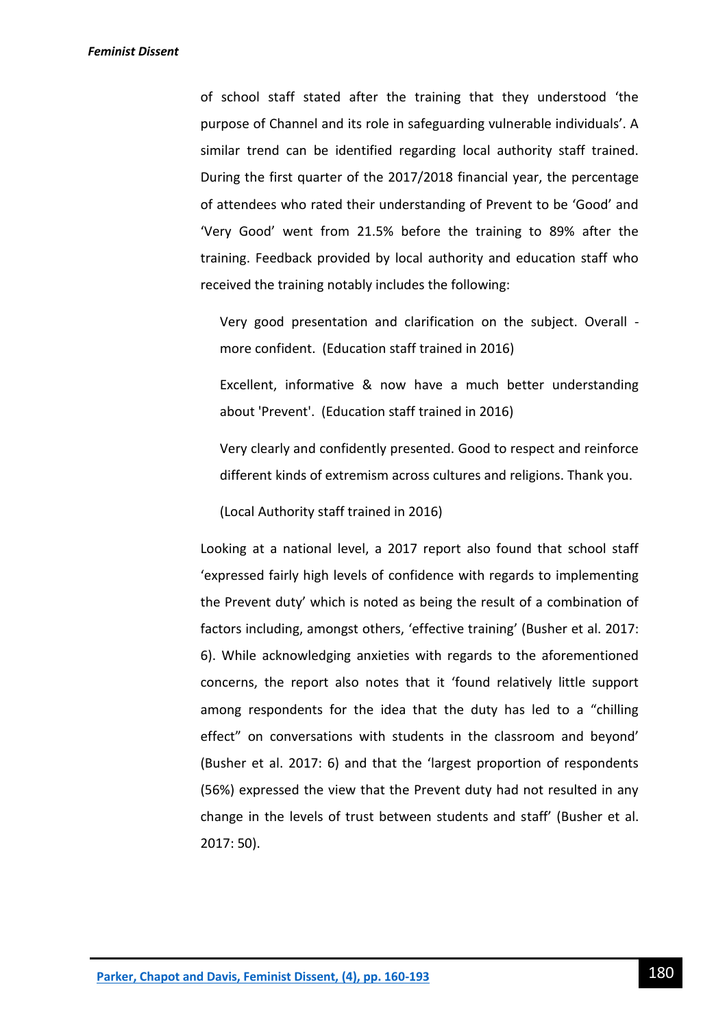of school staff stated after the training that they understood 'the purpose of Channel and its role in safeguarding vulnerable individuals'. A similar trend can be identified regarding local authority staff trained. During the first quarter of the 2017/2018 financial year, the percentage of attendees who rated their understanding of Prevent to be 'Good' and 'Very Good' went from 21.5% before the training to 89% after the training. Feedback provided by local authority and education staff who received the training notably includes the following:

> Very good presentation and clarification on the subject. Overall - more confident. (Education staff trained in 2016)
>
> Excellent, informative & now have a much better understanding about 'Prevent'. (Education staff trained in 2016)
>
> Very clearly and confidently presented. Good to respect and reinforce different kinds of extremism across cultures and religions. Thank you.
>
> (Local Authority staff trained in 2016)

Looking at a national level, a 2017 report also found that school staff 'expressed fairly high levels of confidence with regards to implementing the Prevent duty' which is noted as being the result of a combination of factors including, amongst others, 'effective training' (Busher et al. 2017: 6). While acknowledging anxieties with regards to the aforementioned concerns, the report also notes that it 'found relatively little support among respondents for the idea that the duty has led to a "chilling effect" on conversations with students in the classroom and beyond' (Busher et al. 2017: 6) and that the 'largest proportion of respondents (56%) expressed the view that the Prevent duty had not resulted in any change in the levels of trust between students and staff' (Busher et al. 2017: 50).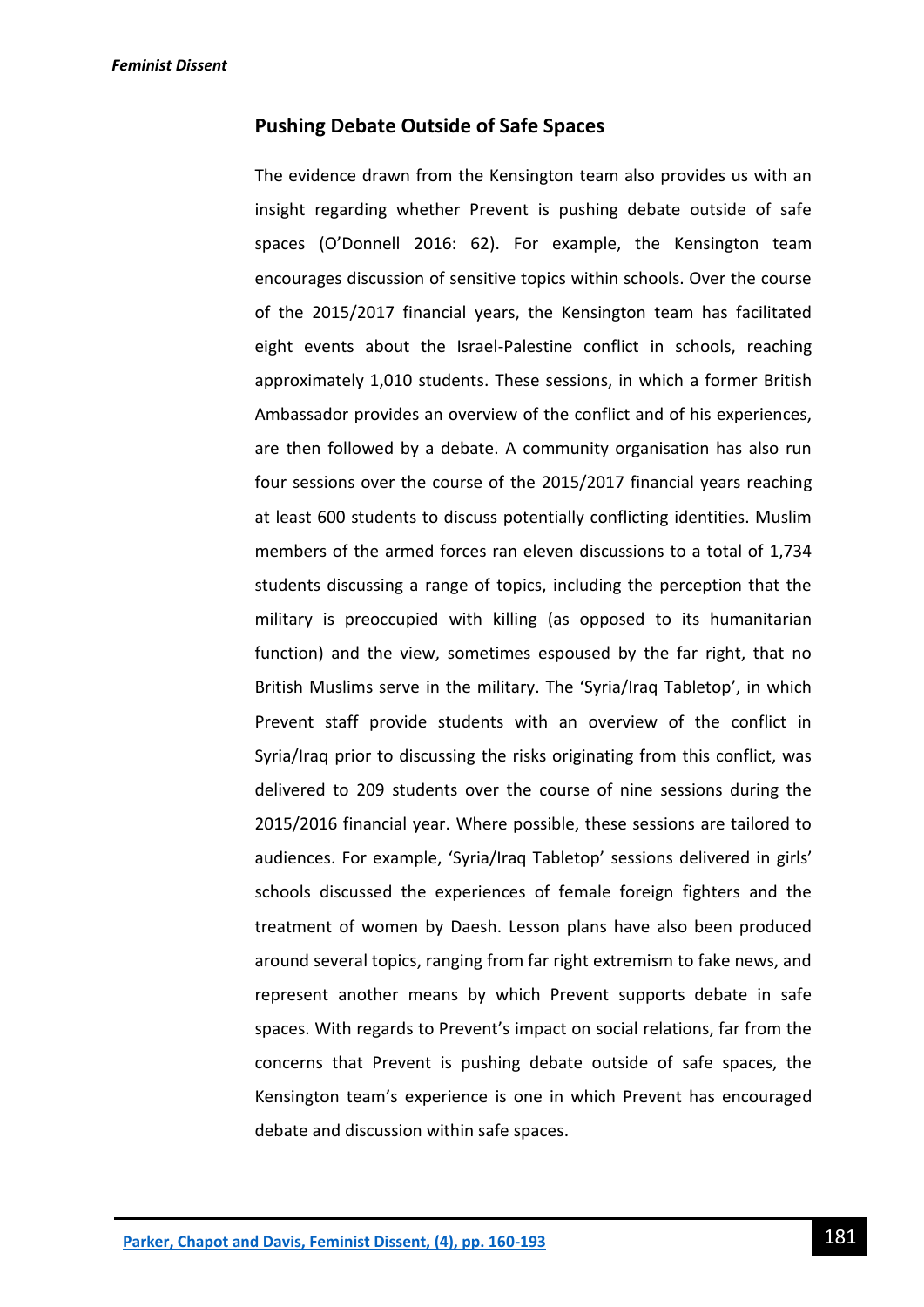## Pushing Debate Outside of Safe Spaces

The evidence drawn from the Kensington team also provides us with an insight regarding whether Prevent is pushing debate outside of safe spaces (O'Donnell 2016: 62). For example, the Kensington team encourages discussion of sensitive topics within schools. Over the course of the 2015/2017 financial years, the Kensington team has facilitated eight events about the Israel-Palestine conflict in schools, reaching approximately 1,010 students. These sessions, in which a former British Ambassador provides an overview of the conflict and of his experiences, are then followed by a debate. A community organisation has also run four sessions over the course of the 2015/2017 financial years reaching at least 600 students to discuss potentially conflicting identities. Muslim members of the armed forces ran eleven discussions to a total of 1,734 students discussing a range of topics, including the perception that the military is preoccupied with killing (as opposed to its humanitarian function) and the view, sometimes espoused by the far right, that no British Muslims serve in the military. The 'Syria/Iraq Tabletop', in which Prevent staff provide students with an overview of the conflict in Syria/Iraq prior to discussing the risks originating from this conflict, was delivered to 209 students over the course of nine sessions during the 2015/2016 financial year. Where possible, these sessions are tailored to audiences. For example, 'Syria/Iraq Tabletop' sessions delivered in girls' schools discussed the experiences of female foreign fighters and the treatment of women by Daesh. Lesson plans have also been produced around several topics, ranging from far right extremism to fake news, and represent another means by which Prevent supports debate in safe spaces. With regards to Prevent's impact on social relations, far from the concerns that Prevent is pushing debate outside of safe spaces, the Kensington team's experience is one in which Prevent has encouraged debate and discussion within safe spaces.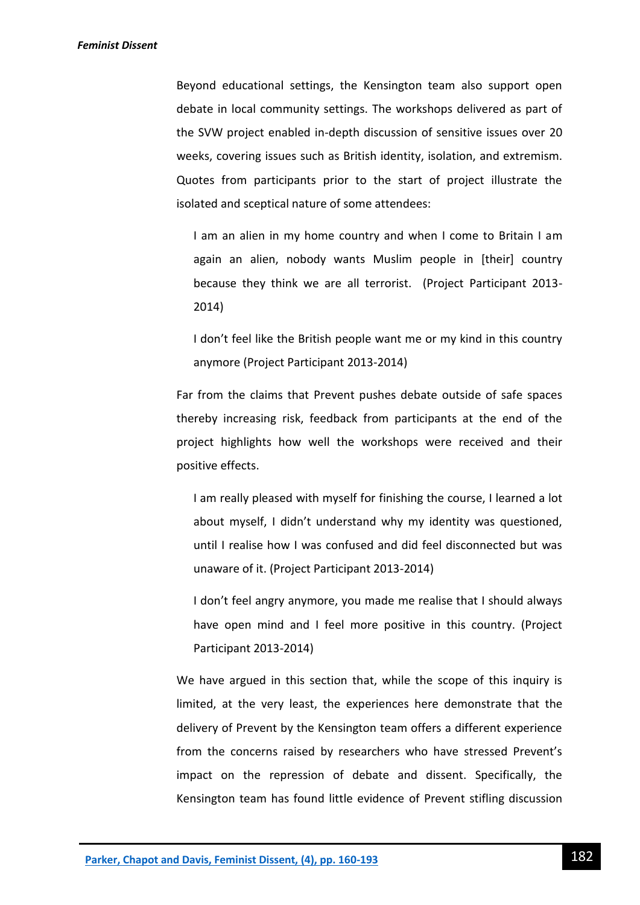Beyond educational settings, the Kensington team also support open debate in local community settings. The workshops delivered as part of the SVW project enabled in-depth discussion of sensitive issues over 20 weeks, covering issues such as British identity, isolation, and extremism. Quotes from participants prior to the start of project illustrate the isolated and sceptical nature of some attendees:

> I am an alien in my home country and when I come to Britain I am again an alien, nobody wants Muslim people in [their] country because they think we are all terrorist. (Project Participant 2013-2014)

> I don't feel like the British people want me or my kind in this country anymore (Project Participant 2013-2014)

Far from the claims that Prevent pushes debate outside of safe spaces thereby increasing risk, feedback from participants at the end of the project highlights how well the workshops were received and their positive effects.

> I am really pleased with myself for finishing the course, I learned a lot about myself, I didn't understand why my identity was questioned, until I realise how I was confused and did feel disconnected but was unaware of it. (Project Participant 2013-2014)

> I don't feel angry anymore, you made me realise that I should always have open mind and I feel more positive in this country. (Project Participant 2013-2014)

We have argued in this section that, while the scope of this inquiry is limited, at the very least, the experiences here demonstrate that the delivery of Prevent by the Kensington team offers a different experience from the concerns raised by researchers who have stressed Prevent's impact on the repression of debate and dissent. Specifically, the Kensington team has found little evidence of Prevent stifling discussion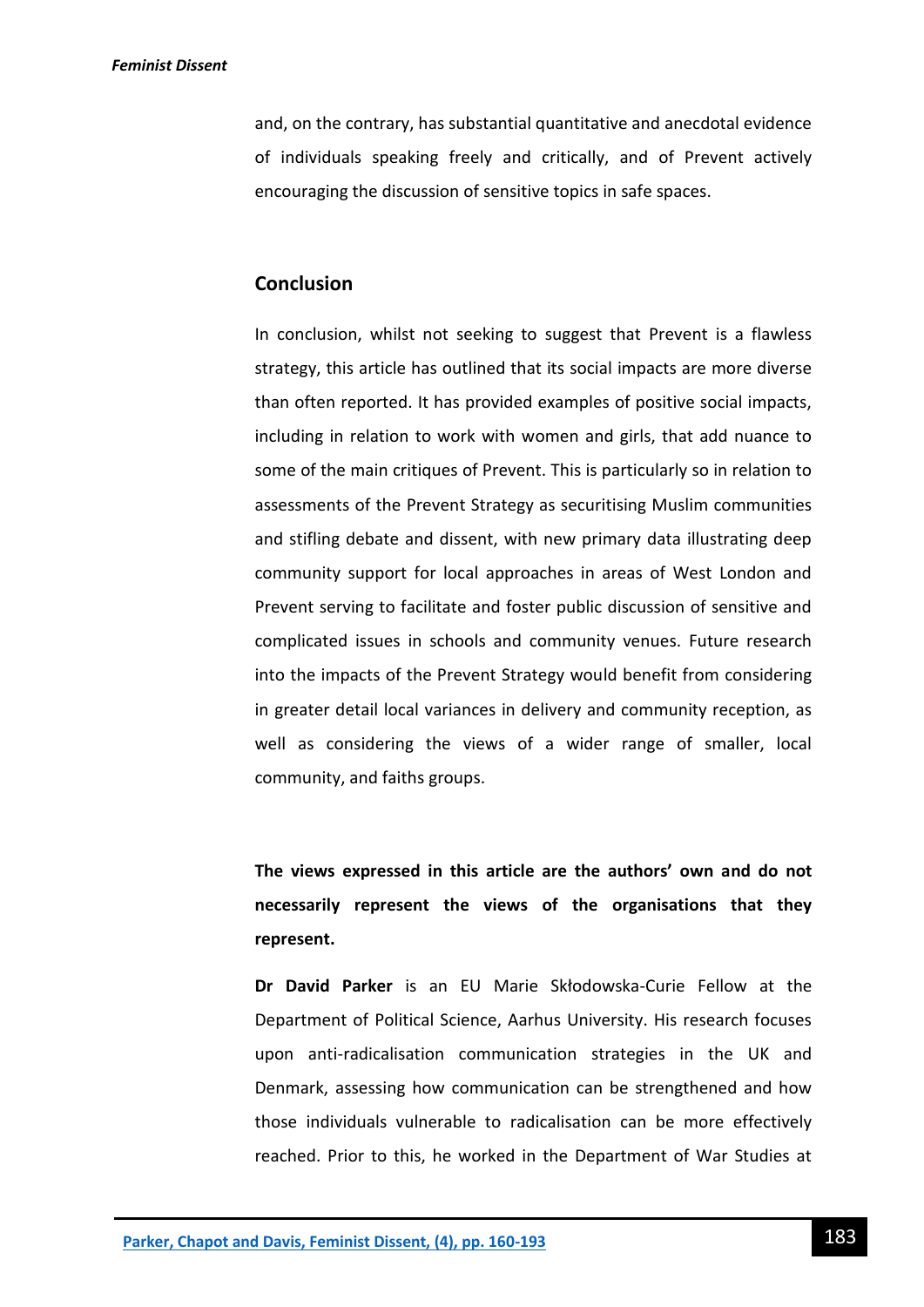and, on the contrary, has substantial quantitative and anecdotal evidence of individuals speaking freely and critically, and of Prevent actively encouraging the discussion of sensitive topics in safe spaces.

## Conclusion

In conclusion, whilst not seeking to suggest that Prevent is a flawless strategy, this article has outlined that its social impacts are more diverse than often reported. It has provided examples of positive social impacts, including in relation to work with women and girls, that add nuance to some of the main critiques of Prevent. This is particularly so in relation to assessments of the Prevent Strategy as securitising Muslim communities and stifling debate and dissent, with new primary data illustrating deep community support for local approaches in areas of West London and Prevent serving to facilitate and foster public discussion of sensitive and complicated issues in schools and community venues. Future research into the impacts of the Prevent Strategy would benefit from considering in greater detail local variances in delivery and community reception, as well as considering the views of a wider range of smaller, local community, and faiths groups.

**The views expressed in this article are the authors' own and do not necessarily represent the views of the organisations that they represent.**

**Dr David Parker** is an EU Marie Skłodowska-Curie Fellow at the Department of Political Science, Aarhus University. His research focuses upon anti-radicalisation communication strategies in the UK and Denmark, assessing how communication can be strengthened and how those individuals vulnerable to radicalisation can be more effectively reached. Prior to this, he worked in the Department of War Studies at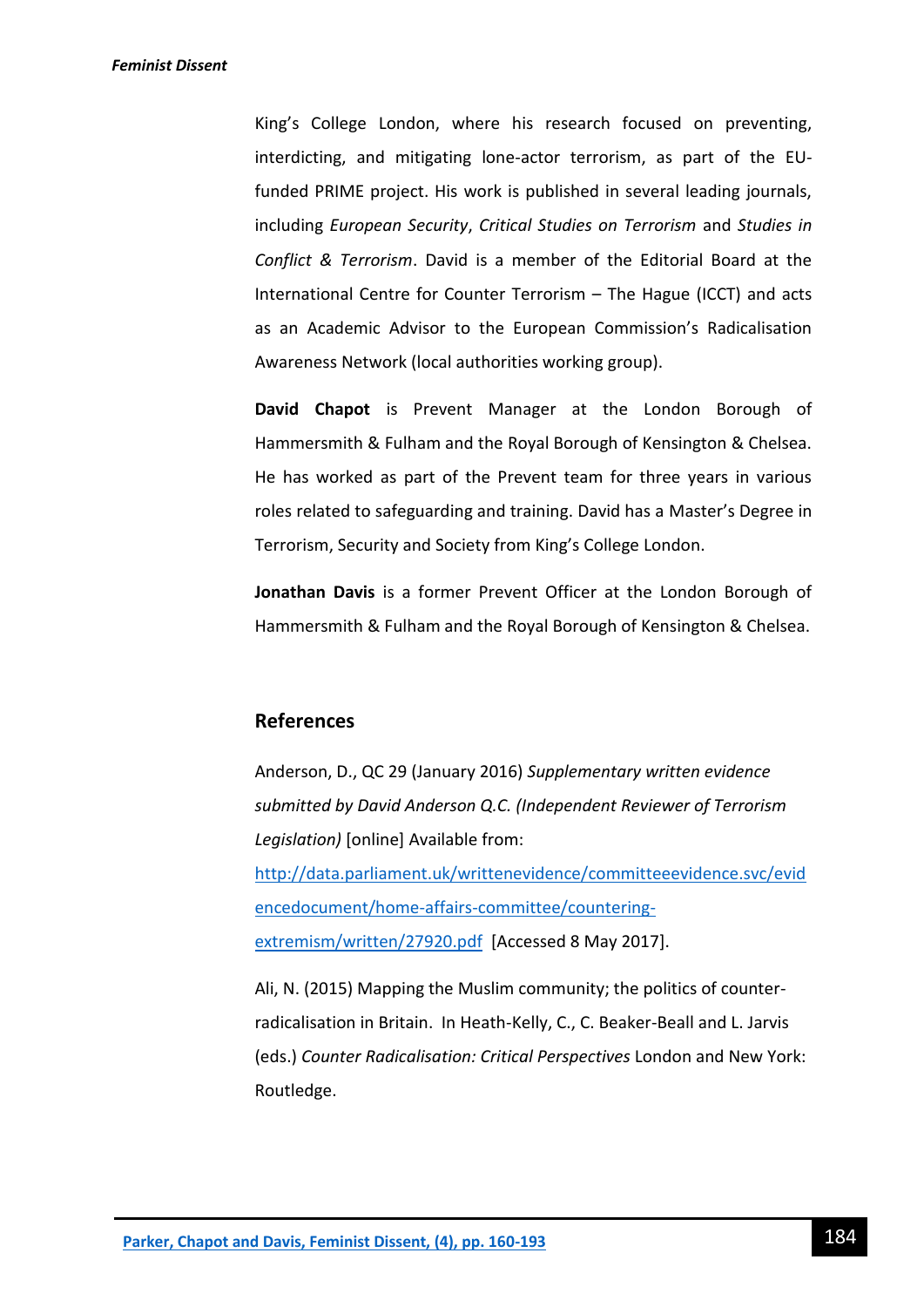King's College London, where his research focused on preventing, interdicting, and mitigating lone-actor terrorism, as part of the EU-funded PRIME project. His work is published in several leading journals, including *European Security*, *Critical Studies on Terrorism* and *Studies in Conflict & Terrorism*. David is a member of the Editorial Board at the International Centre for Counter Terrorism – The Hague (ICCT) and acts as an Academic Advisor to the European Commission's Radicalisation Awareness Network (local authorities working group).

**David Chapot** is Prevent Manager at the London Borough of Hammersmith & Fulham and the Royal Borough of Kensington & Chelsea. He has worked as part of the Prevent team for three years in various roles related to safeguarding and training. David has a Master's Degree in Terrorism, Security and Society from King's College London.

**Jonathan Davis** is a former Prevent Officer at the London Borough of Hammersmith & Fulham and the Royal Borough of Kensington & Chelsea.

## References

Anderson, D., QC 29 (January 2016) *Supplementary written evidence submitted by David Anderson Q.C. (Independent Reviewer of Terrorism Legislation)* [online] Available from: [http://data.parliament.uk/writtenevidence/committeeevidence.svc/evidencedocument/home-affairs-committee/countering-extremism/written/27920.pdf](http://data.parliament.uk/writtenevidence/committeeevidence.svc/evidencedocument/home-affairs-committee/countering-extremism/written/27920.pdf) [Accessed 8 May 2017].

Ali, N. (2015) Mapping the Muslim community; the politics of counter-radicalisation in Britain. In Heath-Kelly, C., C. Beaker-Beall and L. Jarvis (eds.) *Counter Radicalisation: Critical Perspectives* London and New York: Routledge.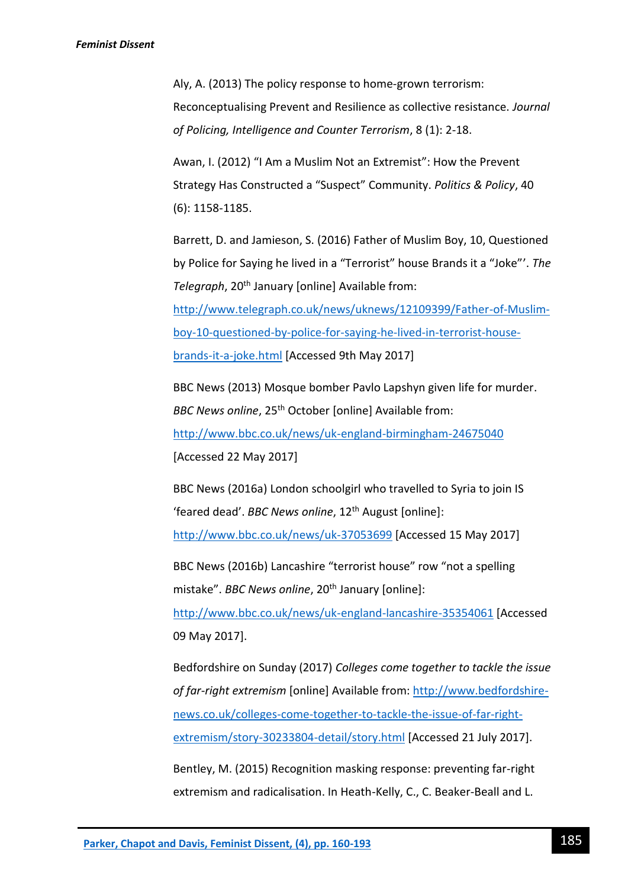Aly, A. (2013) The policy response to home-grown terrorism: Reconceptualising Prevent and Resilience as collective resistance. *Journal of Policing, Intelligence and Counter Terrorism*, 8 (1): 2-18.

Awan, I. (2012) "I Am a Muslim Not an Extremist": How the Prevent Strategy Has Constructed a "Suspect" Community. *Politics & Policy*, 40 (6): 1158-1185.

Barrett, D. and Jamieson, S. (2016) Father of Muslim Boy, 10, Questioned by Police for Saying he lived in a "Terrorist" house Brands it a "Joke"'. *The Telegraph*, 20th January [online] Available from: http://www.telegraph.co.uk/news/uknews/12109399/Father-of-Muslim-boy-10-questioned-by-police-for-saying-he-lived-in-terrorist-house-brands-it-a-joke.html [Accessed 9th May 2017]

BBC News (2013) Mosque bomber Pavlo Lapshyn given life for murder. *BBC News online*, 25th October [online] Available from: http://www.bbc.co.uk/news/uk-england-birmingham-24675040 [Accessed 22 May 2017]

BBC News (2016a) London schoolgirl who travelled to Syria to join IS 'feared dead'. *BBC News online*, 12th August [online]: http://www.bbc.co.uk/news/uk-37053699 [Accessed 15 May 2017]

BBC News (2016b) Lancashire "terrorist house" row "not a spelling mistake". *BBC News online*, 20th January [online]: http://www.bbc.co.uk/news/uk-england-lancashire-35354061 [Accessed 09 May 2017].

Bedfordshire on Sunday (2017) *Colleges come together to tackle the issue of far-right extremism* [online] Available from: http://www.bedfordshire-news.co.uk/colleges-come-together-to-tackle-the-issue-of-far-right-extremism/story-30233804-detail/story.html [Accessed 21 July 2017].

Bentley, M. (2015) Recognition masking response: preventing far-right extremism and radicalisation. In Heath-Kelly, C., C. Beaker-Beall and L.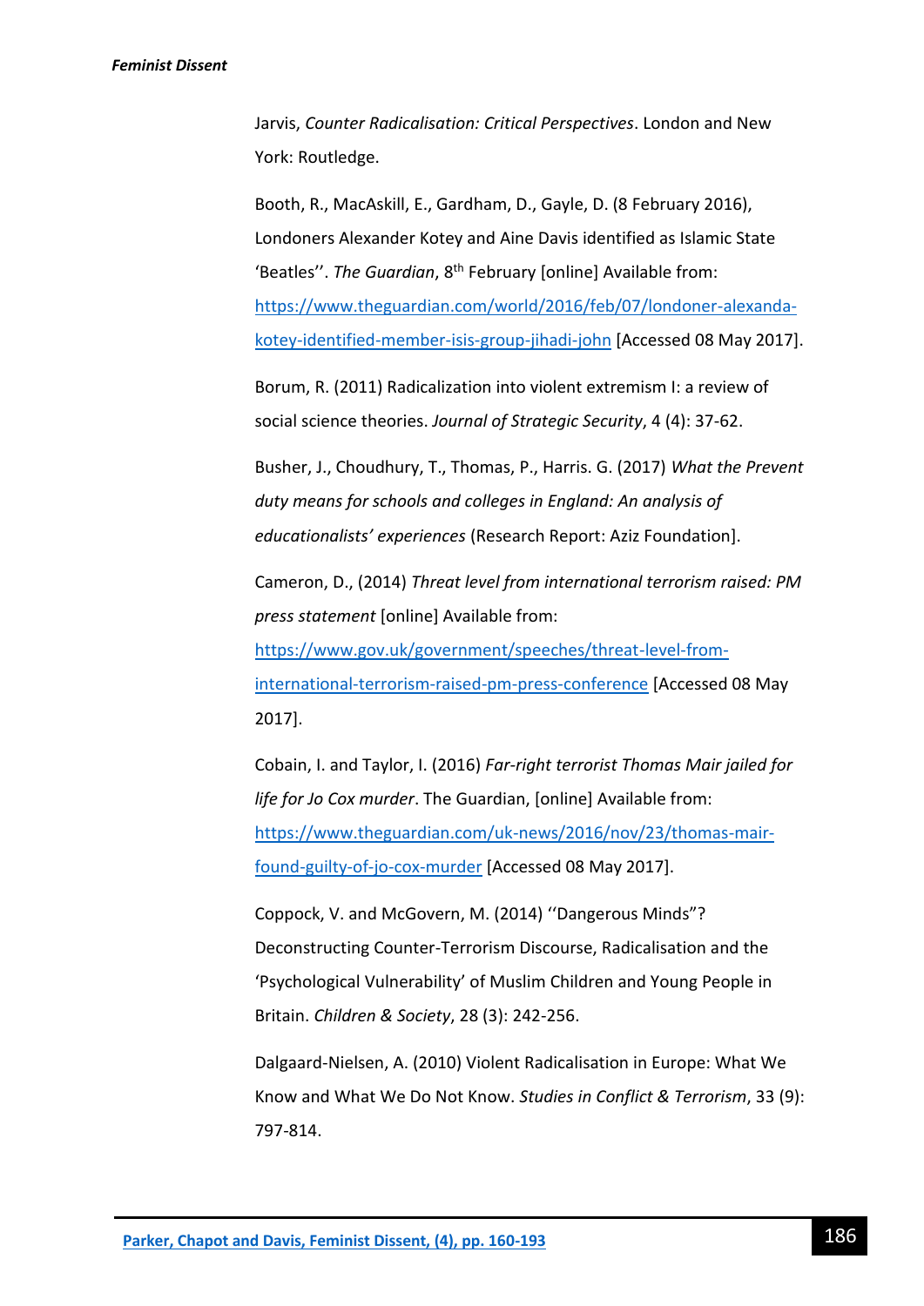Jarvis, *Counter Radicalisation: Critical Perspectives*. London and New York: Routledge.

Booth, R., MacAskill, E., Gardham, D., Gayle, D. (8 February 2016), Londoners Alexander Kotey and Aine Davis identified as Islamic State 'Beatles''. *The Guardian*, 8th February [online] Available from: https://www.theguardian.com/world/2016/feb/07/londoner-alexanda-kotey-identified-member-isis-group-jihadi-john [Accessed 08 May 2017].

Borum, R. (2011) Radicalization into violent extremism I: a review of social science theories. *Journal of Strategic Security*, 4 (4): 37-62.

Busher, J., Choudhury, T., Thomas, P., Harris. G. (2017) *What the Prevent duty means for schools and colleges in England: An analysis of educationalists' experiences* (Research Report: Aziz Foundation].

Cameron, D., (2014) *Threat level from international terrorism raised: PM press statement* [online] Available from: https://www.gov.uk/government/speeches/threat-level-from-international-terrorism-raised-pm-press-conference [Accessed 08 May 2017].

Cobain, I. and Taylor, I. (2016) *Far-right terrorist Thomas Mair jailed for life for Jo Cox murder*. The Guardian, [online] Available from: https://www.theguardian.com/uk-news/2016/nov/23/thomas-mair-found-guilty-of-jo-cox-murder [Accessed 08 May 2017].

Coppock, V. and McGovern, M. (2014) ''Dangerous Minds"? Deconstructing Counter-Terrorism Discourse, Radicalisation and the 'Psychological Vulnerability' of Muslim Children and Young People in Britain. *Children & Society*, 28 (3): 242-256.

Dalgaard-Nielsen, A. (2010) Violent Radicalisation in Europe: What We Know and What We Do Not Know. *Studies in Conflict & Terrorism*, 33 (9): 797-814.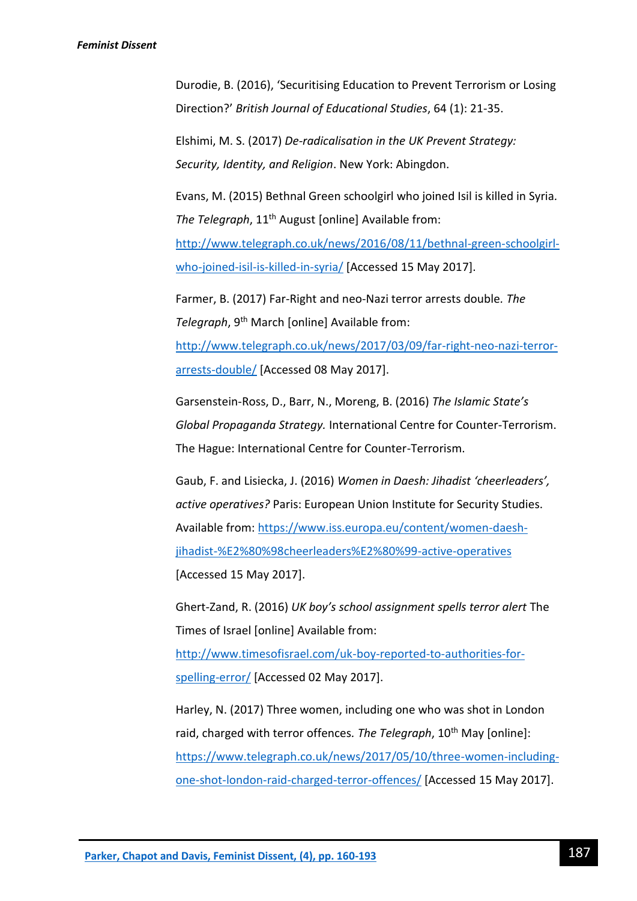Durodie, B. (2016), 'Securitising Education to Prevent Terrorism or Losing Direction?' *British Journal of Educational Studies*, 64 (1): 21-35.

Elshimi, M. S. (2017) *De-radicalisation in the UK Prevent Strategy: Security, Identity, and Religion*. New York: Abingdon.

Evans, M. (2015) Bethnal Green schoolgirl who joined Isil is killed in Syria. *The Telegraph*, 11th August [online] Available from: http://www.telegraph.co.uk/news/2016/08/11/bethnal-green-schoolgirl-who-joined-isil-is-killed-in-syria/ [Accessed 15 May 2017].

Farmer, B. (2017) Far-Right and neo-Nazi terror arrests double. *The Telegraph*, 9th March [online] Available from: http://www.telegraph.co.uk/news/2017/03/09/far-right-neo-nazi-terror-arrests-double/ [Accessed 08 May 2017].

Garsenstein-Ross, D., Barr, N., Moreng, B. (2016) *The Islamic State's Global Propaganda Strategy.* International Centre for Counter-Terrorism. The Hague: International Centre for Counter-Terrorism.

Gaub, F. and Lisiecka, J. (2016) *Women in Daesh: Jihadist 'cheerleaders', active operatives?* Paris: European Union Institute for Security Studies. Available from: https://www.iss.europa.eu/content/women-daesh-jihadist-%E2%80%98cheerleaders%E2%80%99-active-operatives [Accessed 15 May 2017].

Ghert-Zand, R. (2016) *UK boy's school assignment spells terror alert* The Times of Israel [online] Available from: http://www.timesofisrael.com/uk-boy-reported-to-authorities-for-spelling-error/ [Accessed 02 May 2017].

Harley, N. (2017) Three women, including one who was shot in London raid, charged with terror offences. *The Telegraph*, 10th May [online]: https://www.telegraph.co.uk/news/2017/05/10/three-women-including-one-shot-london-raid-charged-terror-offences/ [Accessed 15 May 2017].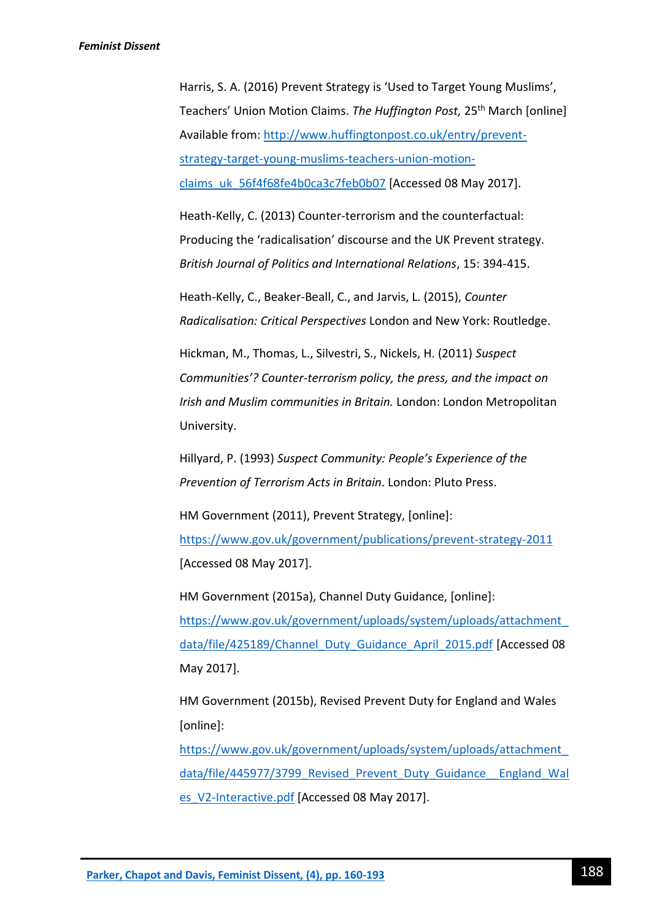Harris, S. A. (2016) Prevent Strategy is 'Used to Target Young Muslims', Teachers' Union Motion Claims. *The Huffington Post,* 25th March [online] Available from: http://www.huffingtonpost.co.uk/entry/prevent-strategy-target-young-muslims-teachers-union-motion-claims_uk_56f4f68fe4b0ca3c7feb0b07 [Accessed 08 May 2017].

Heath-Kelly, C. (2013) Counter-terrorism and the counterfactual: Producing the 'radicalisation' discourse and the UK Prevent strategy. *British Journal of Politics and International Relations*, 15: 394-415.

Heath-Kelly, C., Beaker-Beall, C., and Jarvis, L. (2015), *Counter Radicalisation: Critical Perspectives* London and New York: Routledge.

Hickman, M., Thomas, L., Silvestri, S., Nickels, H. (2011) *Suspect Communities'? Counter-terrorism policy, the press, and the impact on Irish and Muslim communities in Britain.* London: London Metropolitan University.

Hillyard, P. (1993) *Suspect Community: People's Experience of the Prevention of Terrorism Acts in Britain*. London: Pluto Press.

HM Government (2011), Prevent Strategy, [online]: https://www.gov.uk/government/publications/prevent-strategy-2011 [Accessed 08 May 2017].

HM Government (2015a), Channel Duty Guidance, [online]: https://www.gov.uk/government/uploads/system/uploads/attachment_data/file/425189/Channel_Duty_Guidance_April_2015.pdf [Accessed 08 May 2017].

HM Government (2015b), Revised Prevent Duty for England and Wales [online]: https://www.gov.uk/government/uploads/system/uploads/attachment_data/file/445977/3799_Revised_Prevent_Duty_Guidance__England_Wales_V2-Interactive.pdf [Accessed 08 May 2017].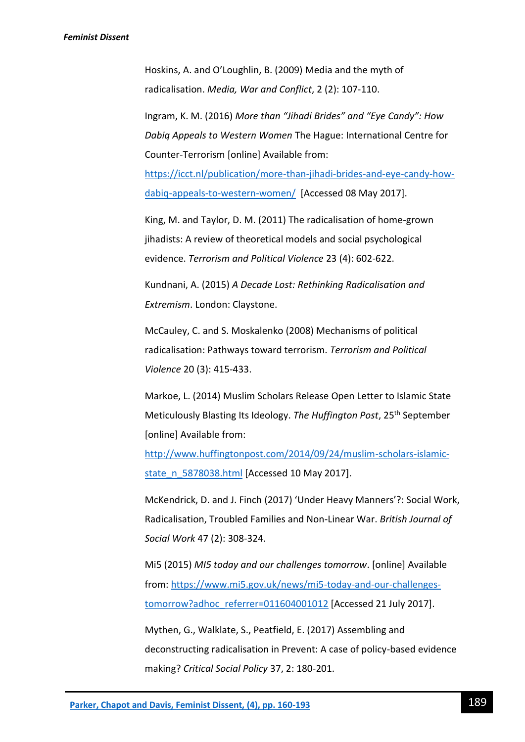Hoskins, A. and O'Loughlin, B. (2009) Media and the myth of radicalisation. *Media, War and Conflict*, 2 (2): 107-110.

Ingram, K. M. (2016) *More than "Jihadi Brides" and "Eye Candy": How Dabiq Appeals to Western Women* The Hague: International Centre for Counter-Terrorism [online] Available from: https://icct.nl/publication/more-than-jihadi-brides-and-eye-candy-how-dabiq-appeals-to-western-women/ [Accessed 08 May 2017].

King, M. and Taylor, D. M. (2011) The radicalisation of home-grown jihadists: A review of theoretical models and social psychological evidence. *Terrorism and Political Violence* 23 (4): 602-622.

Kundnani, A. (2015) *A Decade Lost: Rethinking Radicalisation and Extremism*. London: Claystone.

McCauley, C. and S. Moskalenko (2008) Mechanisms of political radicalisation: Pathways toward terrorism. *Terrorism and Political Violence* 20 (3): 415-433.

Markoe, L. (2014) Muslim Scholars Release Open Letter to Islamic State Meticulously Blasting Its Ideology. *The Huffington Post*, 25th September [online] Available from: http://www.huffingtonpost.com/2014/09/24/muslim-scholars-islamic-state_n_5878038.html [Accessed 10 May 2017].

McKendrick, D. and J. Finch (2017) 'Under Heavy Manners'?: Social Work, Radicalisation, Troubled Families and Non-Linear War. *British Journal of Social Work* 47 (2): 308-324.

Mi5 (2015) *MI5 today and our challenges tomorrow*. [online] Available from: https://www.mi5.gov.uk/news/mi5-today-and-our-challenges-tomorrow?adhoc_referrer=011604001012 [Accessed 21 July 2017].

Mythen, G., Walklate, S., Peatfield, E. (2017) Assembling and deconstructing radicalisation in Prevent: A case of policy-based evidence making? *Critical Social Policy* 37, 2: 180-201.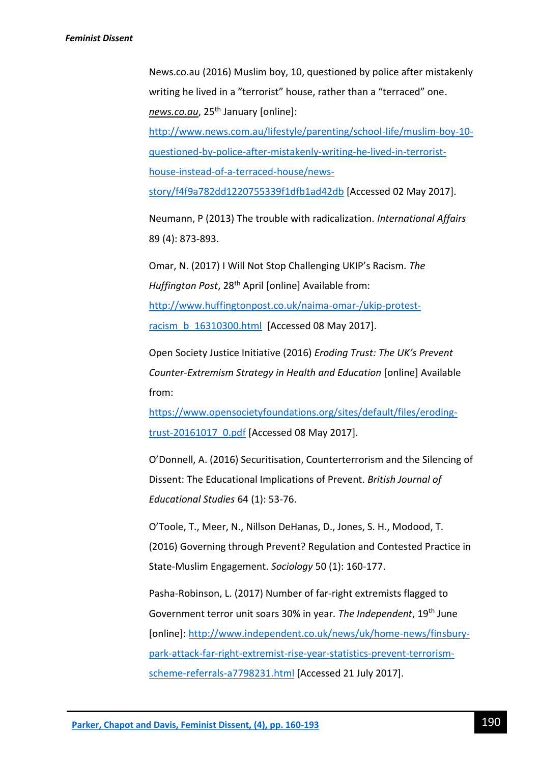News.co.au (2016) Muslim boy, 10, questioned by police after mistakenly writing he lived in a "terrorist" house, rather than a "terraced" one. *news.co.au*, 25th January [online]: http://www.news.com.au/lifestyle/parenting/school-life/muslim-boy-10-questioned-by-police-after-mistakenly-writing-he-lived-in-terrorist-house-instead-of-a-terraced-house/news-story/f4f9a782dd1220755339f1dfb1ad42db [Accessed 02 May 2017].

Neumann, P (2013) The trouble with radicalization. *International Affairs* 89 (4): 873-893.

Omar, N. (2017) I Will Not Stop Challenging UKIP's Racism. *The Huffington Post*, 28th April [online] Available from: http://www.huffingtonpost.co.uk/naima-omar-/ukip-protest-racism_b_16310300.html [Accessed 08 May 2017].

Open Society Justice Initiative (2016) *Eroding Trust: The UK's Prevent Counter-Extremism Strategy in Health and Education* [online] Available from: https://www.opensocietyfoundations.org/sites/default/files/eroding-trust-20161017_0.pdf [Accessed 08 May 2017].

O'Donnell, A. (2016) Securitisation, Counterterrorism and the Silencing of Dissent: The Educational Implications of Prevent. *British Journal of Educational Studies* 64 (1): 53-76.

O'Toole, T., Meer, N., Nillson DeHanas, D., Jones, S. H., Modood, T. (2016) Governing through Prevent? Regulation and Contested Practice in State-Muslim Engagement. *Sociology* 50 (1): 160-177.

Pasha-Robinson, L. (2017) Number of far-right extremists flagged to Government terror unit soars 30% in year. *The Independent*, 19th June [online]: http://www.independent.co.uk/news/uk/home-news/finsbury-park-attack-far-right-extremist-rise-year-statistics-prevent-terrorism-scheme-referrals-a7798231.html [Accessed 21 July 2017].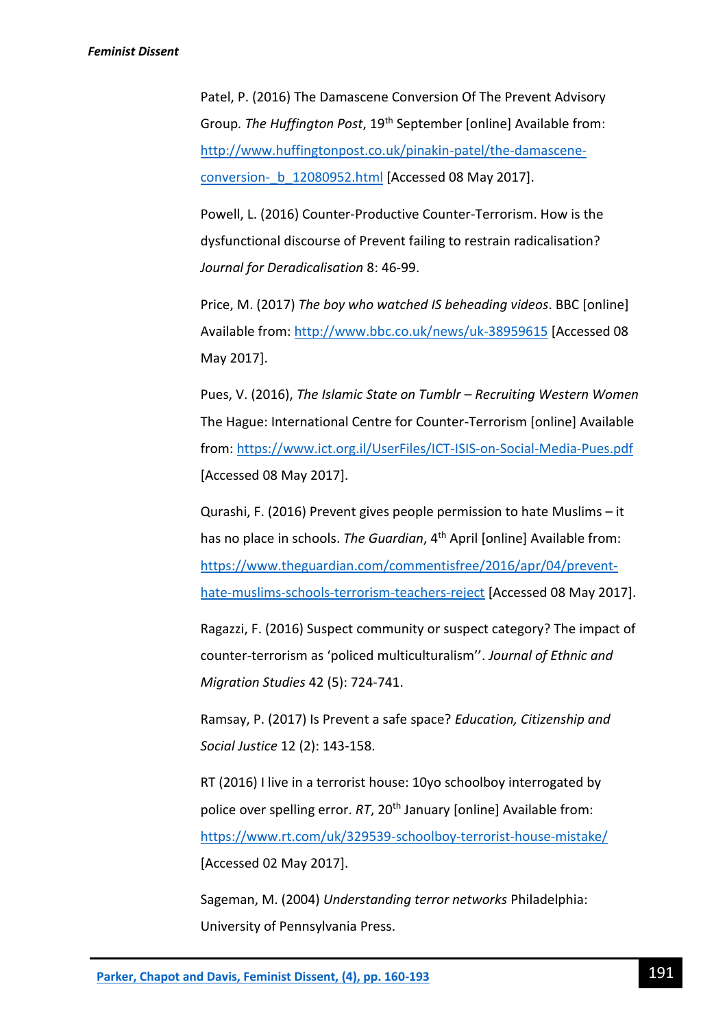Patel, P. (2016) The Damascene Conversion Of The Prevent Advisory Group. *The Huffington Post*, 19th September [online] Available from: http://www.huffingtonpost.co.uk/pinakin-patel/the-damascene-conversion-_b_12080952.html [Accessed 08 May 2017].

Powell, L. (2016) Counter-Productive Counter-Terrorism. How is the dysfunctional discourse of Prevent failing to restrain radicalisation? *Journal for Deradicalisation* 8: 46-99.

Price, M. (2017) *The boy who watched IS beheading videos*. BBC [online] Available from: http://www.bbc.co.uk/news/uk-38959615 [Accessed 08 May 2017].

Pues, V. (2016), *The Islamic State on Tumblr – Recruiting Western Women* The Hague: International Centre for Counter-Terrorism [online] Available from: https://www.ict.org.il/UserFiles/ICT-ISIS-on-Social-Media-Pues.pdf [Accessed 08 May 2017].

Qurashi, F. (2016) Prevent gives people permission to hate Muslims – it has no place in schools. *The Guardian*, 4th April [online] Available from: https://www.theguardian.com/commentisfree/2016/apr/04/prevent-hate-muslims-schools-terrorism-teachers-reject [Accessed 08 May 2017].

Ragazzi, F. (2016) Suspect community or suspect category? The impact of counter-terrorism as 'policed multiculturalism''. *Journal of Ethnic and Migration Studies* 42 (5): 724-741.

Ramsay, P. (2017) Is Prevent a safe space? *Education, Citizenship and Social Justice* 12 (2): 143-158.

RT (2016) I live in a terrorist house: 10yo schoolboy interrogated by police over spelling error. *RT*, 20th January [online] Available from: https://www.rt.com/uk/329539-schoolboy-terrorist-house-mistake/ [Accessed 02 May 2017].

Sageman, M. (2004) *Understanding terror networks* Philadelphia: University of Pennsylvania Press.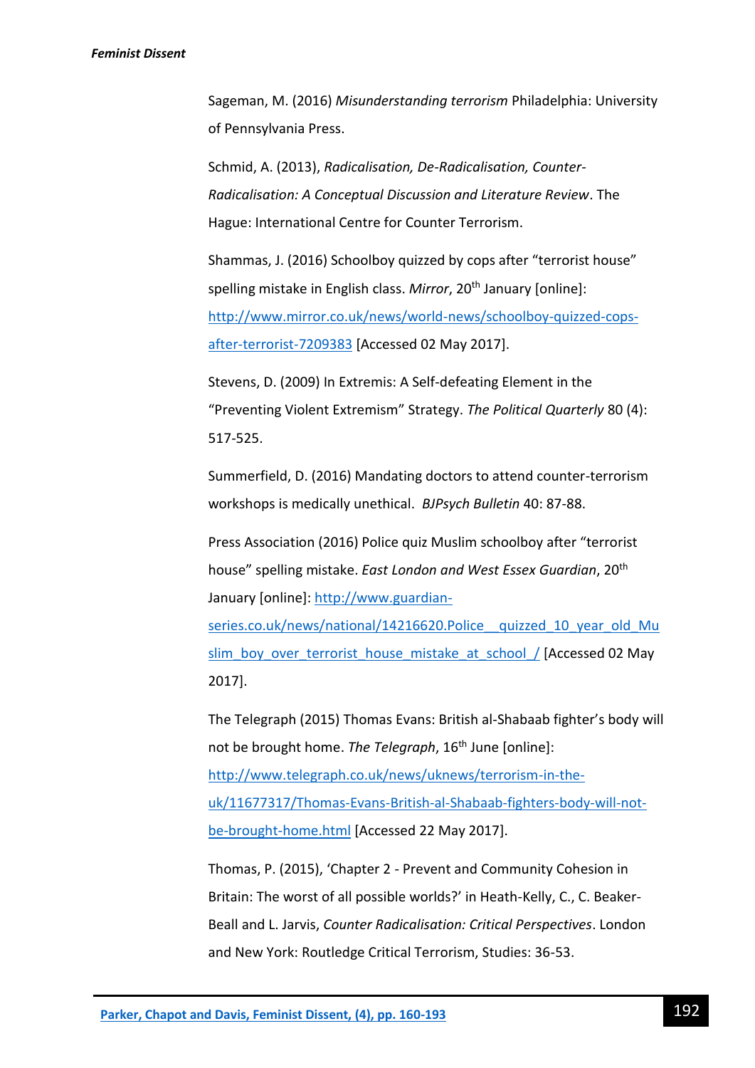Sageman, M. (2016) *Misunderstanding terrorism* Philadelphia: University of Pennsylvania Press.

Schmid, A. (2013), *Radicalisation, De-Radicalisation, Counter-Radicalisation: A Conceptual Discussion and Literature Review*. The Hague: International Centre for Counter Terrorism.

Shammas, J. (2016) Schoolboy quizzed by cops after "terrorist house" spelling mistake in English class. *Mirror*, 20th January [online]: http://www.mirror.co.uk/news/world-news/schoolboy-quizzed-cops-after-terrorist-7209383 [Accessed 02 May 2017].

Stevens, D. (2009) In Extremis: A Self-defeating Element in the "Preventing Violent Extremism" Strategy. *The Political Quarterly* 80 (4): 517-525.

Summerfield, D. (2016) Mandating doctors to attend counter-terrorism workshops is medically unethical. *BJPsych Bulletin* 40: 87-88.

Press Association (2016) Police quiz Muslim schoolboy after "terrorist house" spelling mistake. *East London and West Essex Guardian*, 20th January [online]: http://www.guardian-series.co.uk/news/national/14216620.Police__quizzed_10_year_old_Muslim_boy_over_terrorist_house_mistake_at_school_/ [Accessed 02 May 2017].

The Telegraph (2015) Thomas Evans: British al-Shabaab fighter's body will not be brought home. *The Telegraph*, 16th June [online]: http://www.telegraph.co.uk/news/uknews/terrorism-in-the-uk/11677317/Thomas-Evans-British-al-Shabaab-fighters-body-will-not-be-brought-home.html [Accessed 22 May 2017].

Thomas, P. (2015), 'Chapter 2 - Prevent and Community Cohesion in Britain: The worst of all possible worlds?' in Heath-Kelly, C., C. Beaker-Beall and L. Jarvis, *Counter Radicalisation: Critical Perspectives*. London and New York: Routledge Critical Terrorism, Studies: 36-53.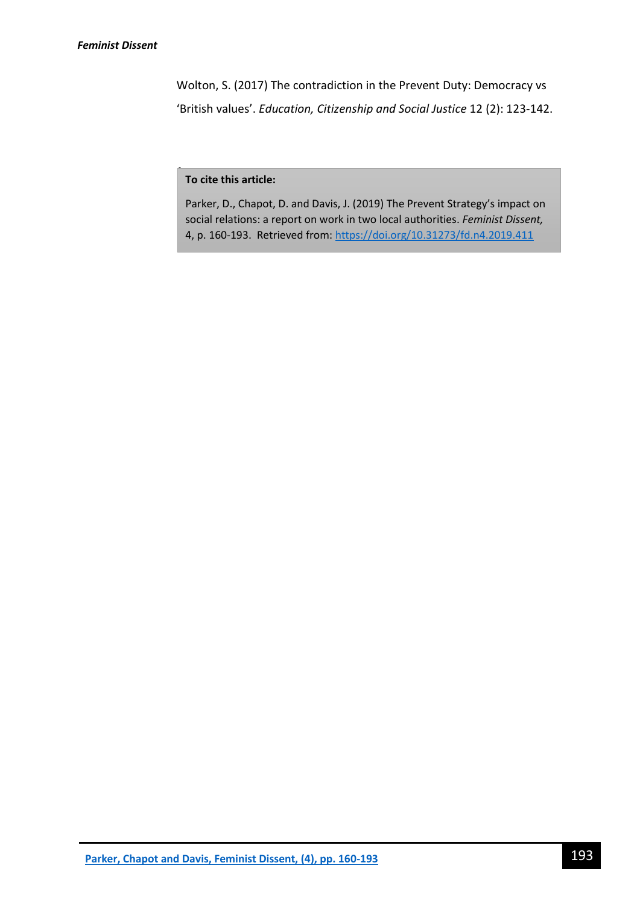Wolton, S. (2017) The contradiction in the Prevent Duty: Democracy vs 'British values'. *Education, Citizenship and Social Justice* 12 (2): 123-142.

**To cite this article:**

Parker, D., Chapot, D. and Davis, J. (2019) The Prevent Strategy's impact on social relations: a report on work in two local authorities. *Feminist Dissent,* 4, p. 160-193. Retrieved from: https://doi.org/10.31273/fd.n4.2019.411